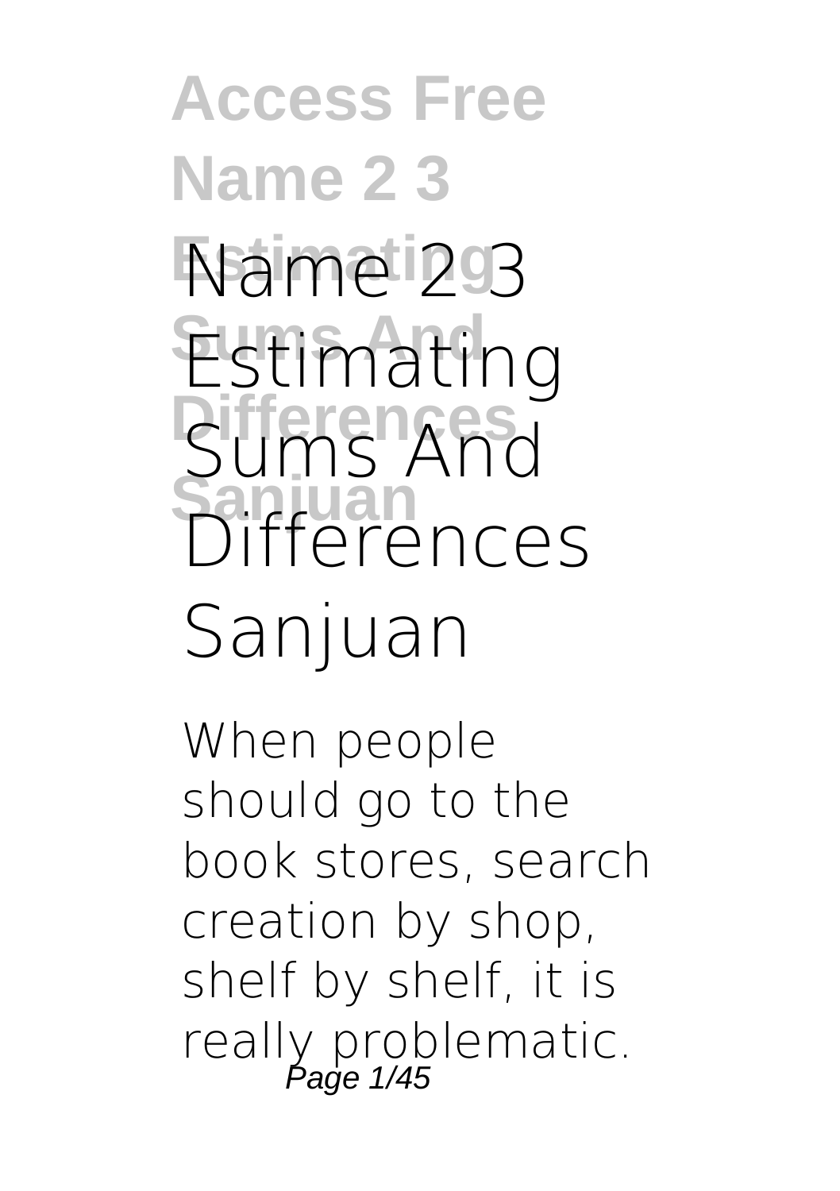# Name 2 3 Estimating Sums And Differences Sanjuan

When people should go to the book stores, search creation by shop, shelf by shelf, it is really problematic.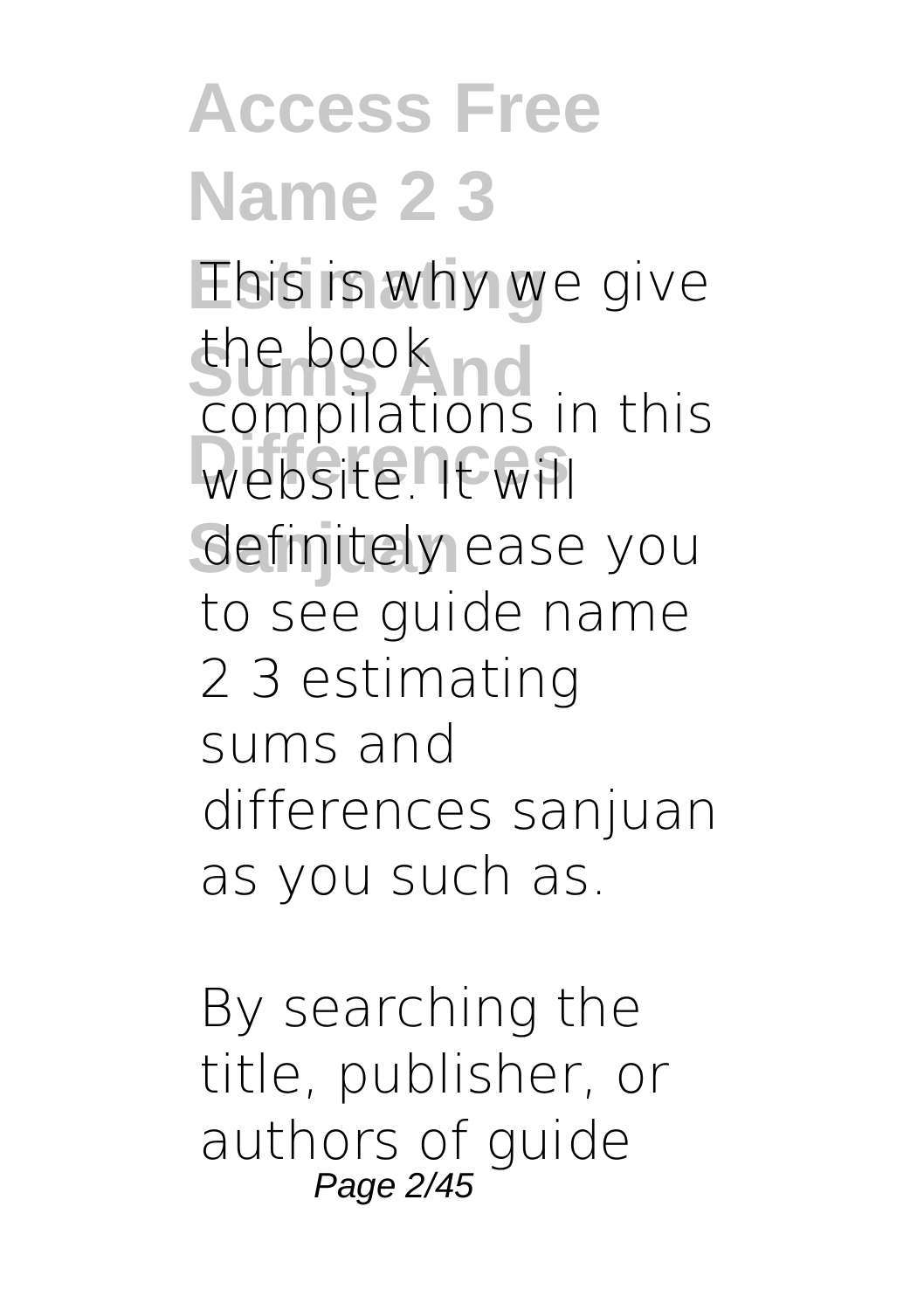This is why we give the book compilations in this website. It will definitely ease you to see guide name 2 3 estimating sums and differences sanjuan as you such as.

By searching the title, publisher, or authors of guide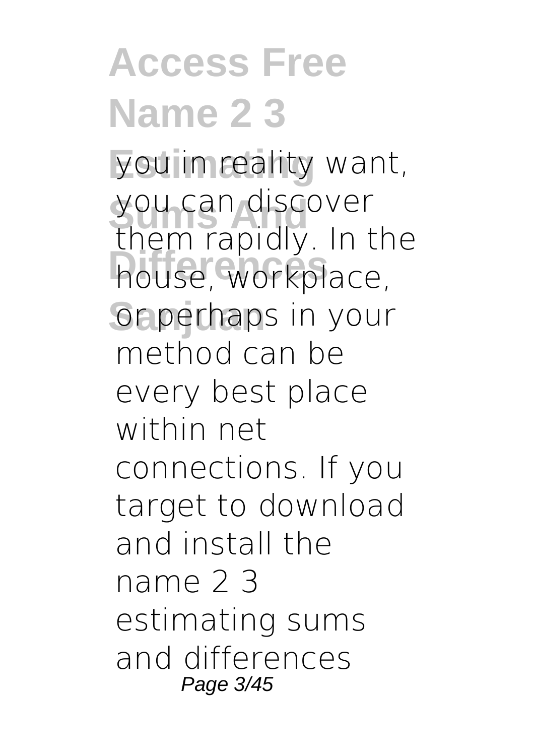you in reality want, you can discover them rapidly. In the house, workplace, or perhaps in your method can be every best place within net connections. If you target to download and install the name 2 3 estimating sums and differences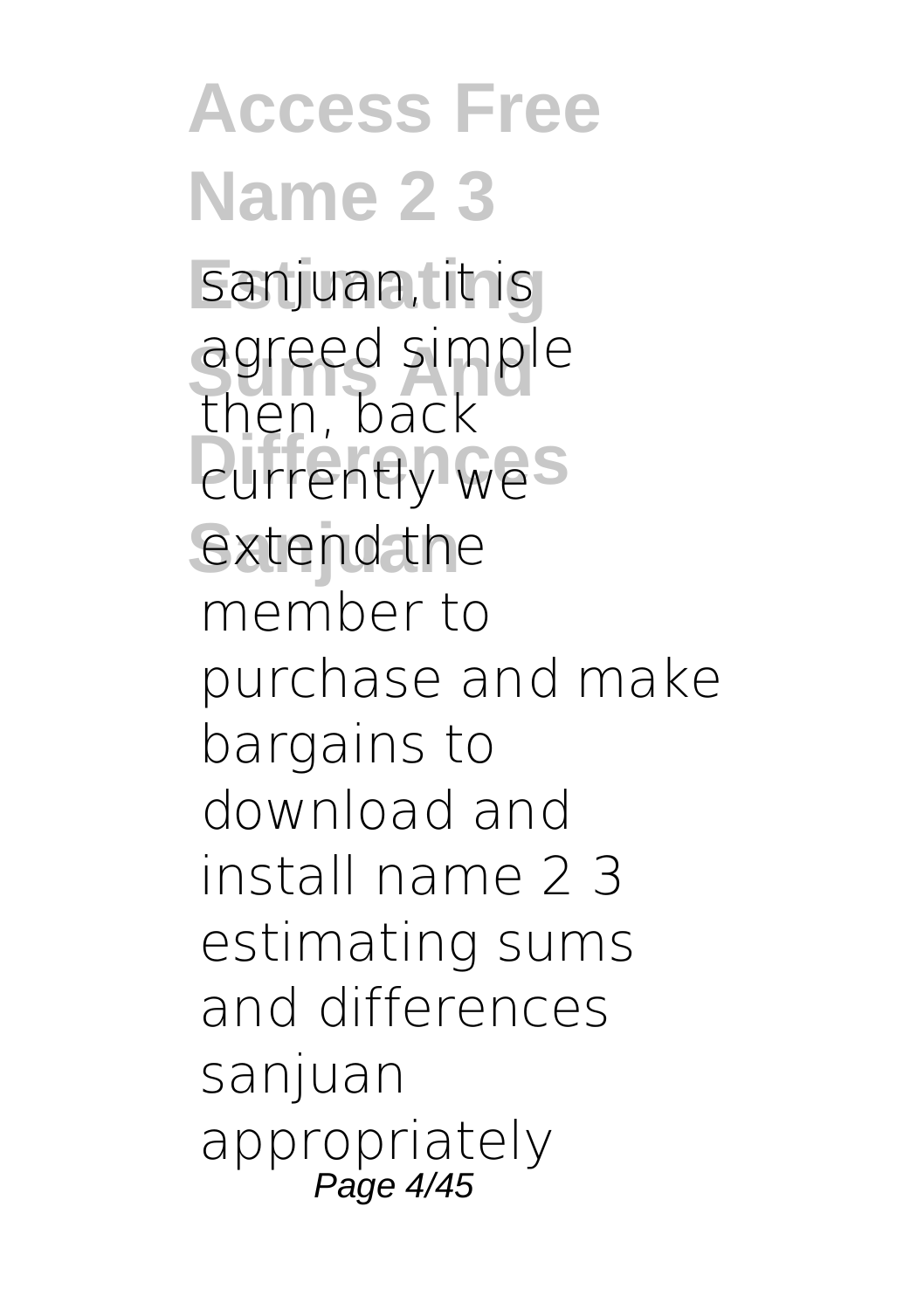sanjuan, it is agreed simple then, back currently we extend the member to purchase and make bargains to download and install name 2 3 estimating sums and differences sanjuan appropriately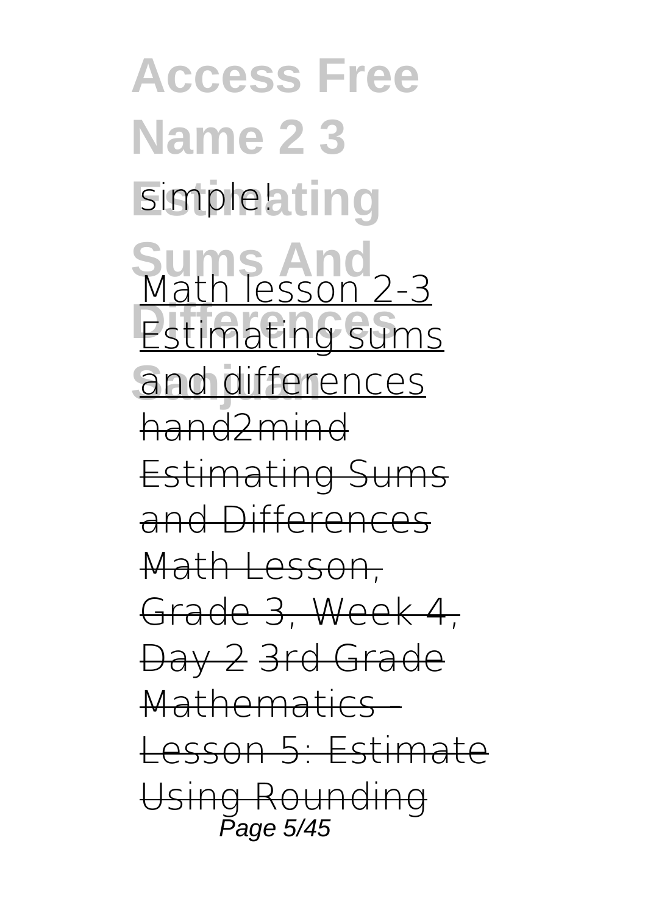simple!

Math lesson 2-3 Estimating sums and differences

~~hand2mind Estimating Sums and Differences Math Lesson, Grade 3, Week 4, Day 2~~ ~~3rd Grade Mathematics - Lesson 5: Estimate Using Rounding~~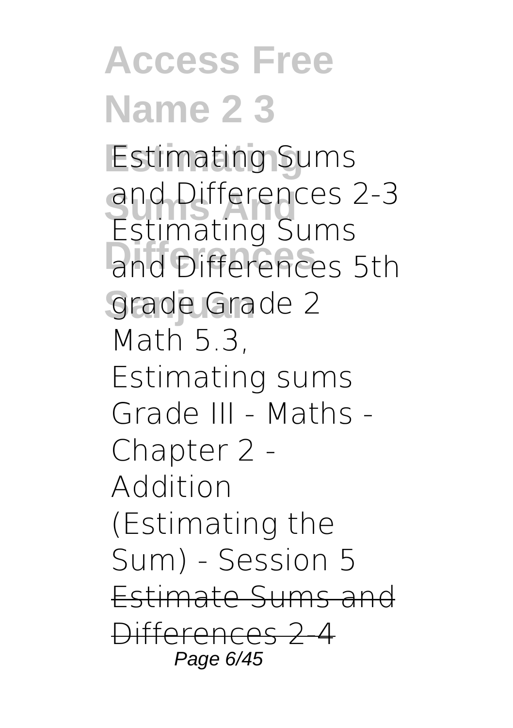**Estimating Sums and Differences 2-3 Estimating Sums and Differences 5th grade Grade 2 Math 5.3, Estimating sums Grade III - Maths - Chapter 2 - Addition (Estimating the Sum) - Session 5** ~~Estimate Sums and Differences 2-4~~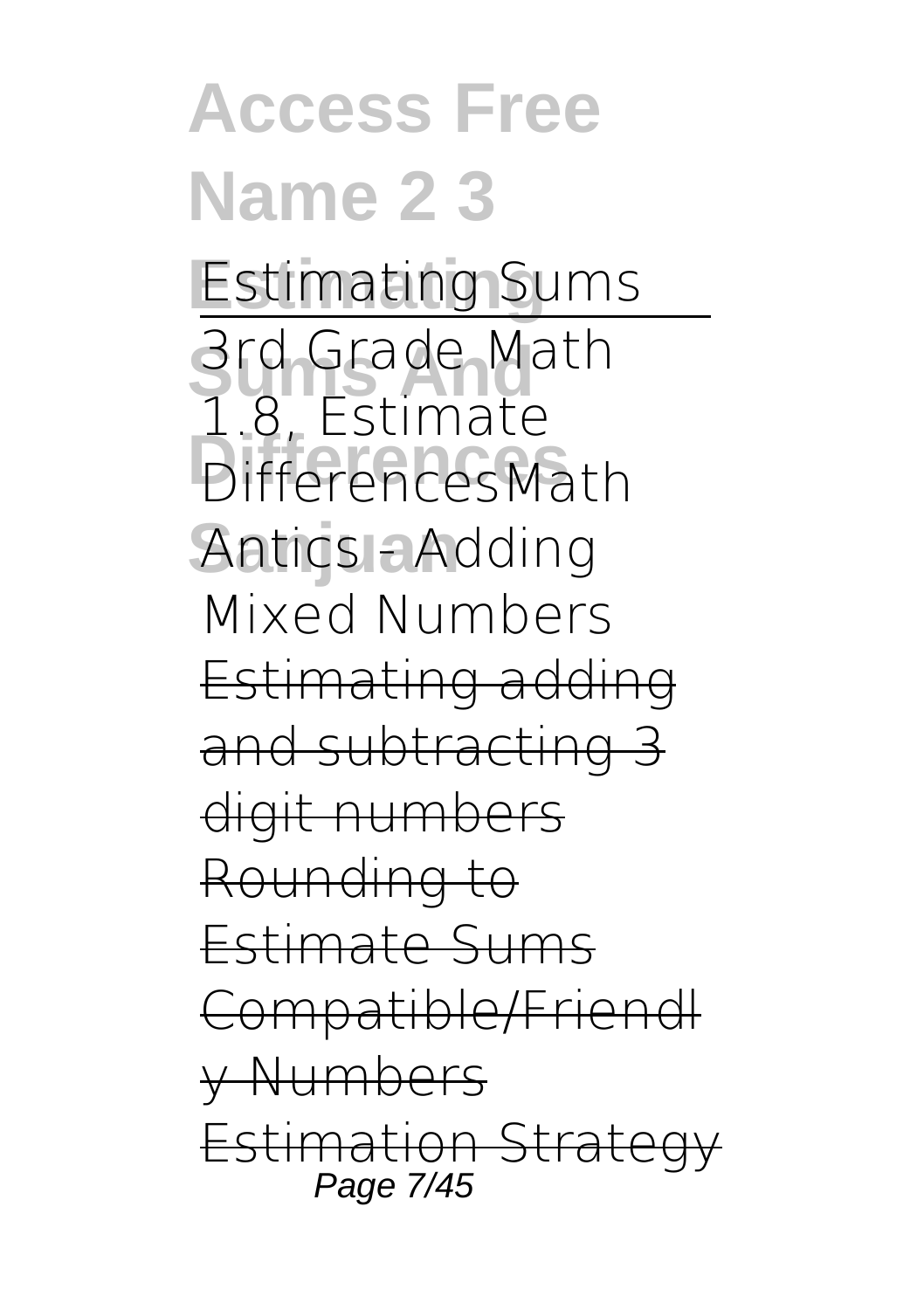Estimating Sums

3rd Grade Math 1.8, Estimate DifferencesMath Antics - Adding Mixed Numbers ~~Estimating adding and subtracting 3 digit numbers~~ ~~Rounding to Estimate Sums~~ ~~Compatible/Friendly Numbers~~ ~~Estimation Strategy~~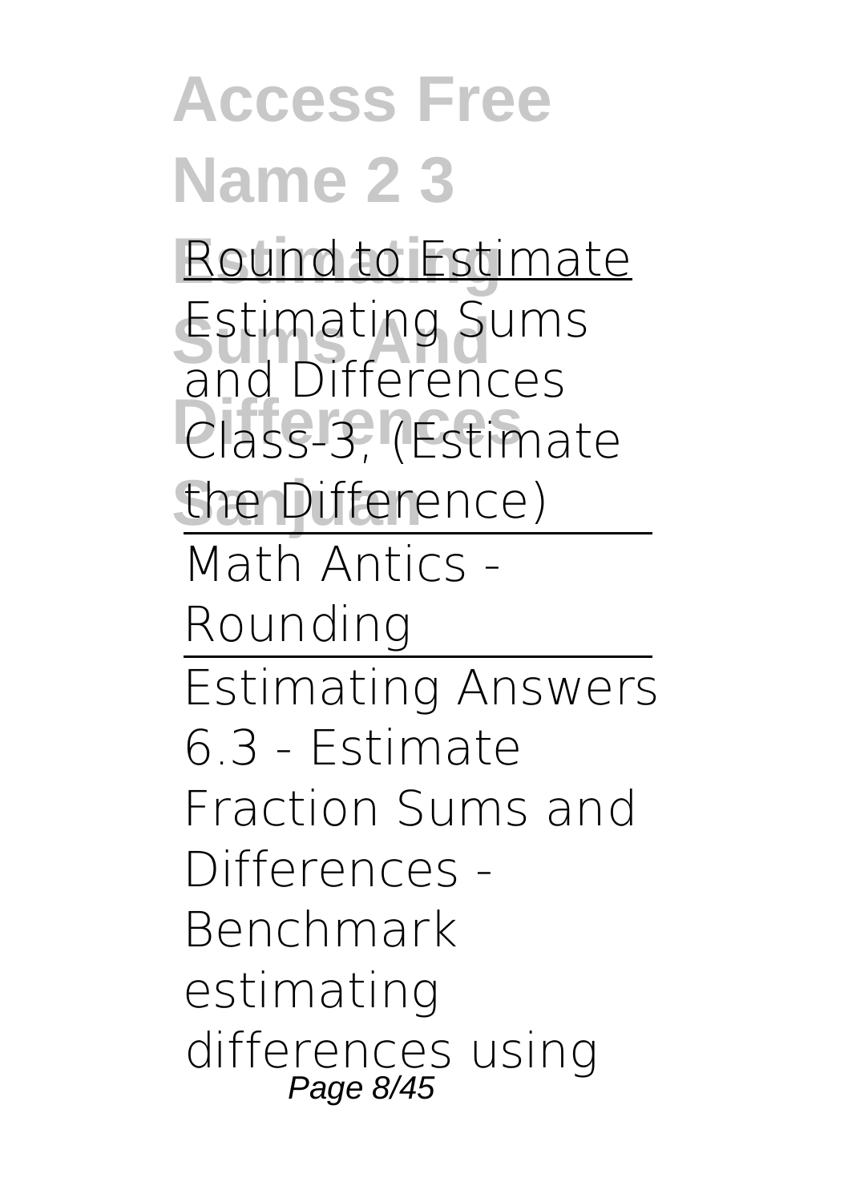Round to Estimate

**Estimating Sums and Differences**

**Class-3, (Estimate the Difference)**

---

Math Antics - Rounding

---

Estimating Answers

**6.3 - Estimate Fraction Sums and Differences - Benchmark**

**estimating differences using**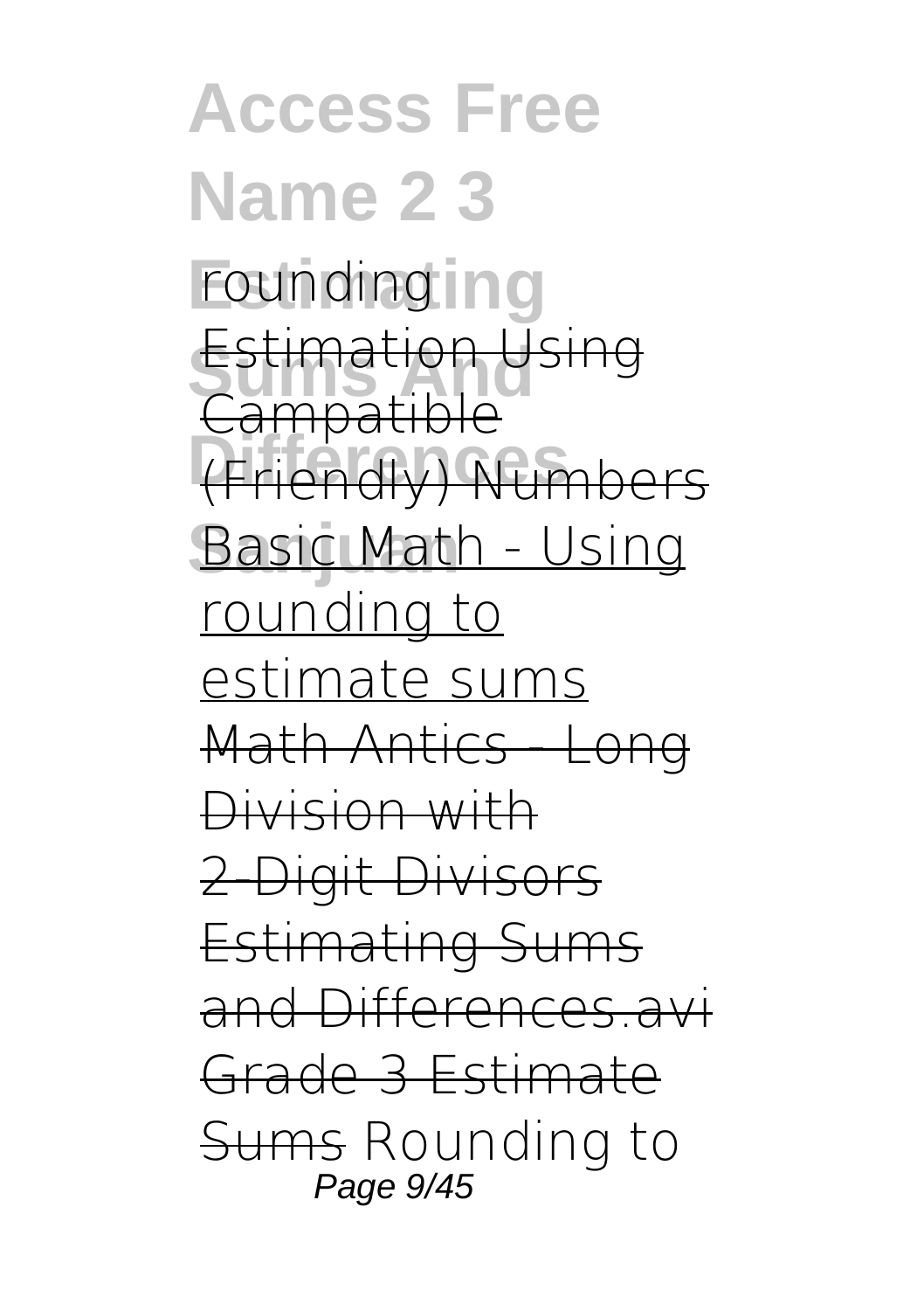rounding

~~Estimation Using Campatible (Friendly) Numbers~~

Basic Math - Using rounding to estimate sums

~~Math Antics - Long Division with 2-Digit Divisors~~

~~Estimating Sums and Differences.avi~~

~~Grade 3 Estimate Sums~~ Rounding to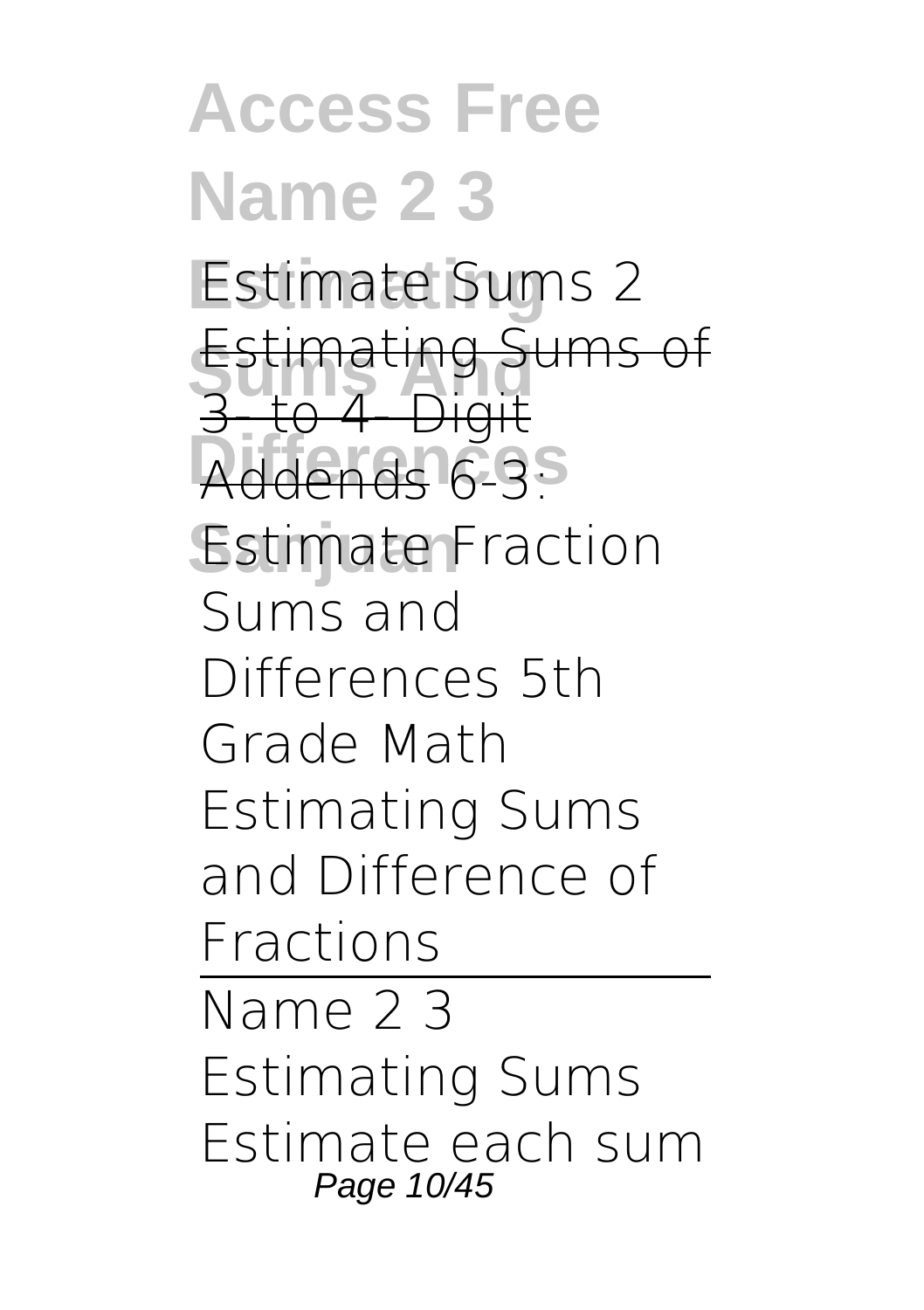Estimate Sums 2 ~~Estimating Sums of 3- to 4- Digit Addends~~ 6-3: Estimate Fraction Sums and Differences 5th Grade Math Estimating Sums and Difference of Fractions

---

Name 2 3 Estimating Sums Estimate each sum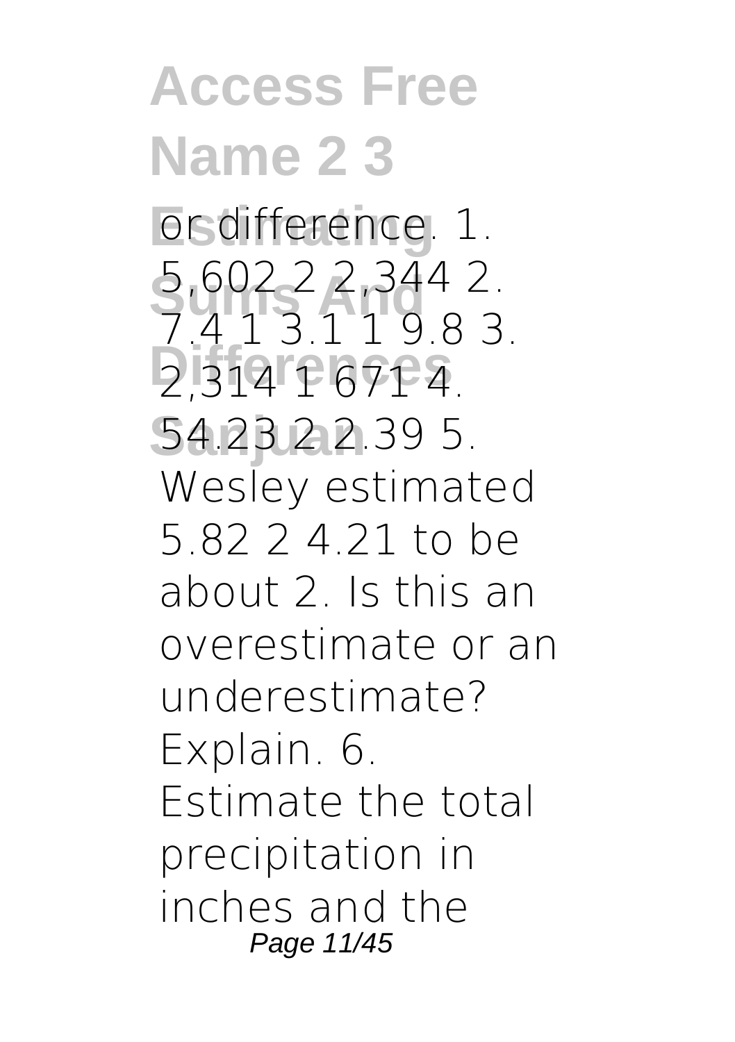or difference. 1. 5,602 2 2,344 2. 7.4 1 3.1 1 9.8 3. 2,314 1 671 4. 54.23 2 2.39 5. Wesley estimated 5.82 2 4.21 to be about 2. Is this an overestimate or an underestimate? Explain. 6. Estimate the total precipitation in inches and the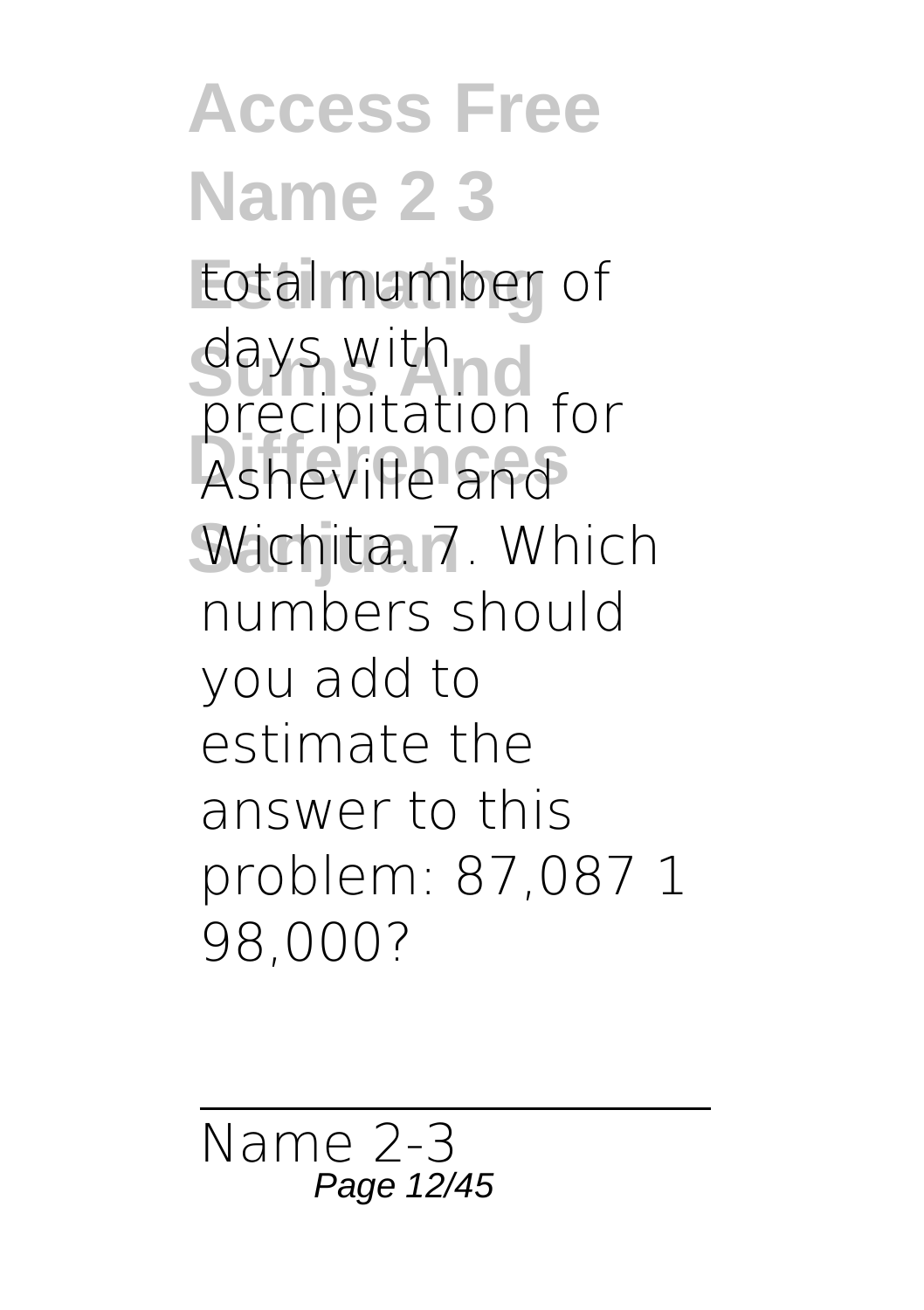total number of days with precipitation for Asheville and Wichita. 7. Which numbers should you add to estimate the answer to this problem: 87,087 1 98,000?

Name 2-3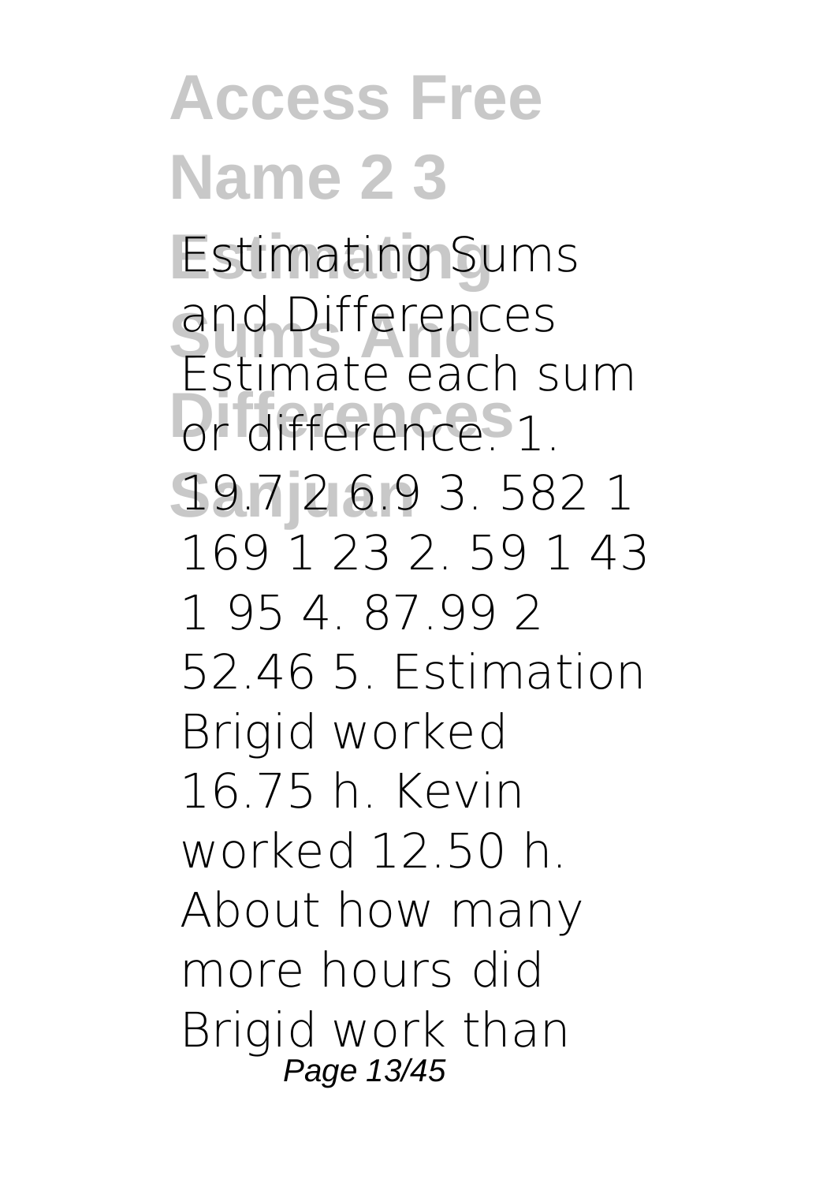Estimating Sums and Differences Estimate each sum or difference. 1. 19.7 2 6.9 3. 582 1 169 1 23 2. 59 1 43 1 95 4. 87.99 2 52.46 5. Estimation Brigid worked 16.75 h. Kevin worked 12.50 h. About how many more hours did Brigid work than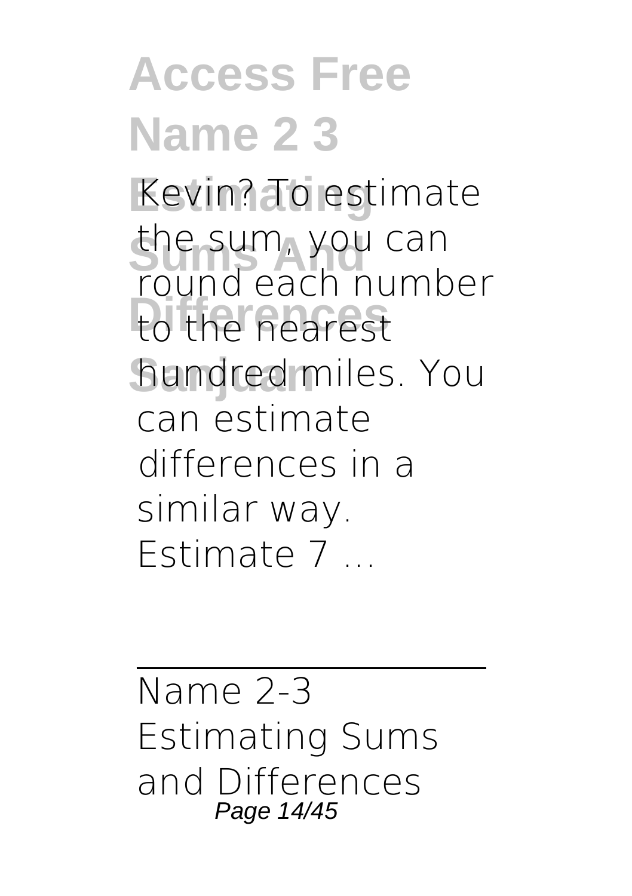Kevin? To estimate the sum, you can round each number to the nearest hundred miles. You can estimate differences in a similar way. Estimate 7 ...

---

Name 2-3 Estimating Sums and Differences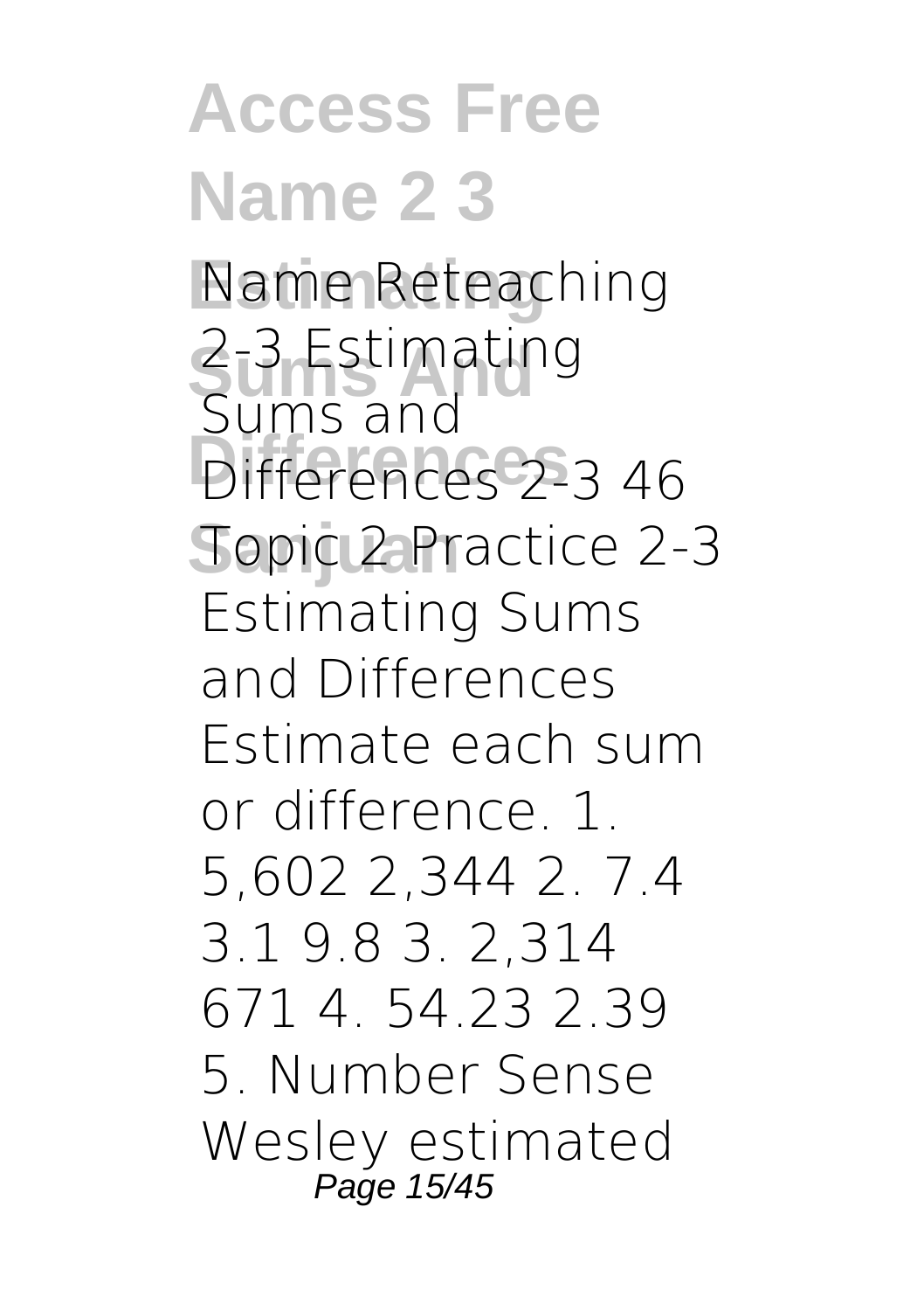# Access Free Name 2 3 Estimating Sums And Differences Sanjuan

Name Reteaching 2-3 Estimating Sums and Differences 2-3 46 Topic 2 Practice 2-3 Estimating Sums and Differences Estimate each sum or difference. 1. 5,602 2,344 2. 7.4 3.1 9.8 3. 2,314 671 4. 54.23 2.39 5. Number Sense Wesley estimated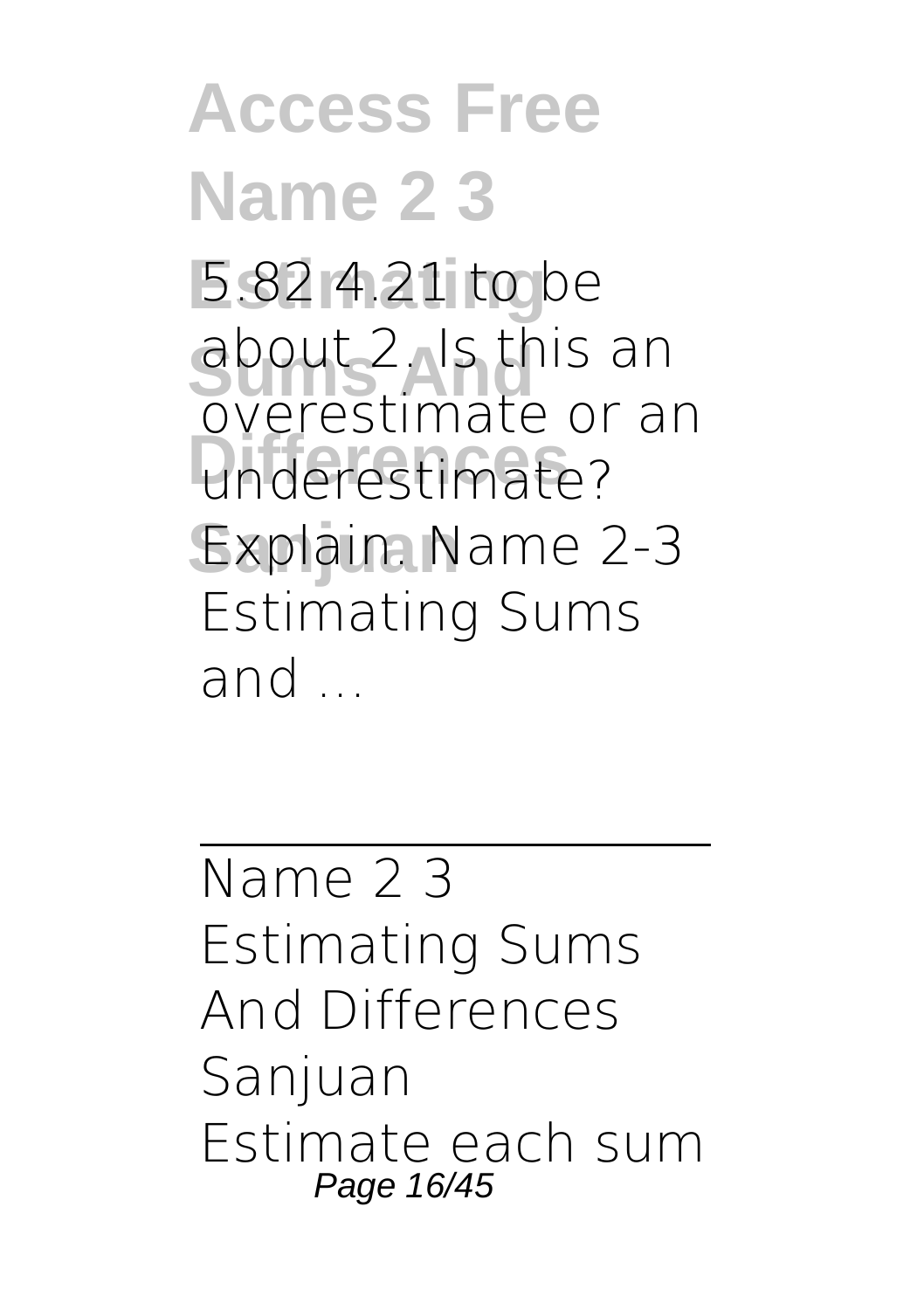5.82 4.21 to be about 2. Is this an overestimate or an underestimate? Explain. Name 2-3 Estimating Sums and ...

---

Name 2 3 Estimating Sums And Differences Sanjuan

Estimate each sum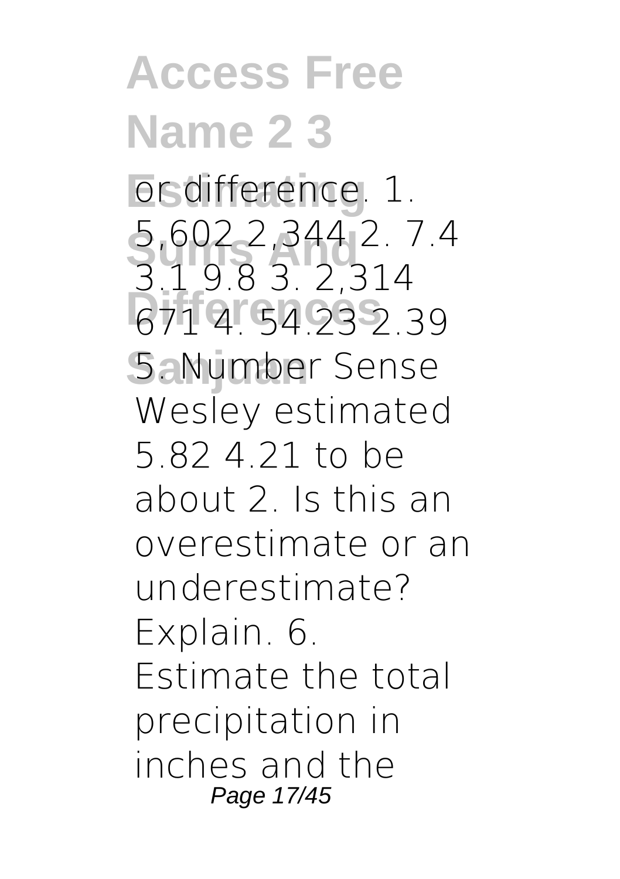or difference. 1. 5,602 2,344 2. 7.4 3.1 9.8 3. 2,314 671 4. 54.23 2.39 5. Number Sense Wesley estimated 5.82 4.21 to be about 2. Is this an overestimate or an underestimate? Explain. 6. Estimate the total precipitation in inches and the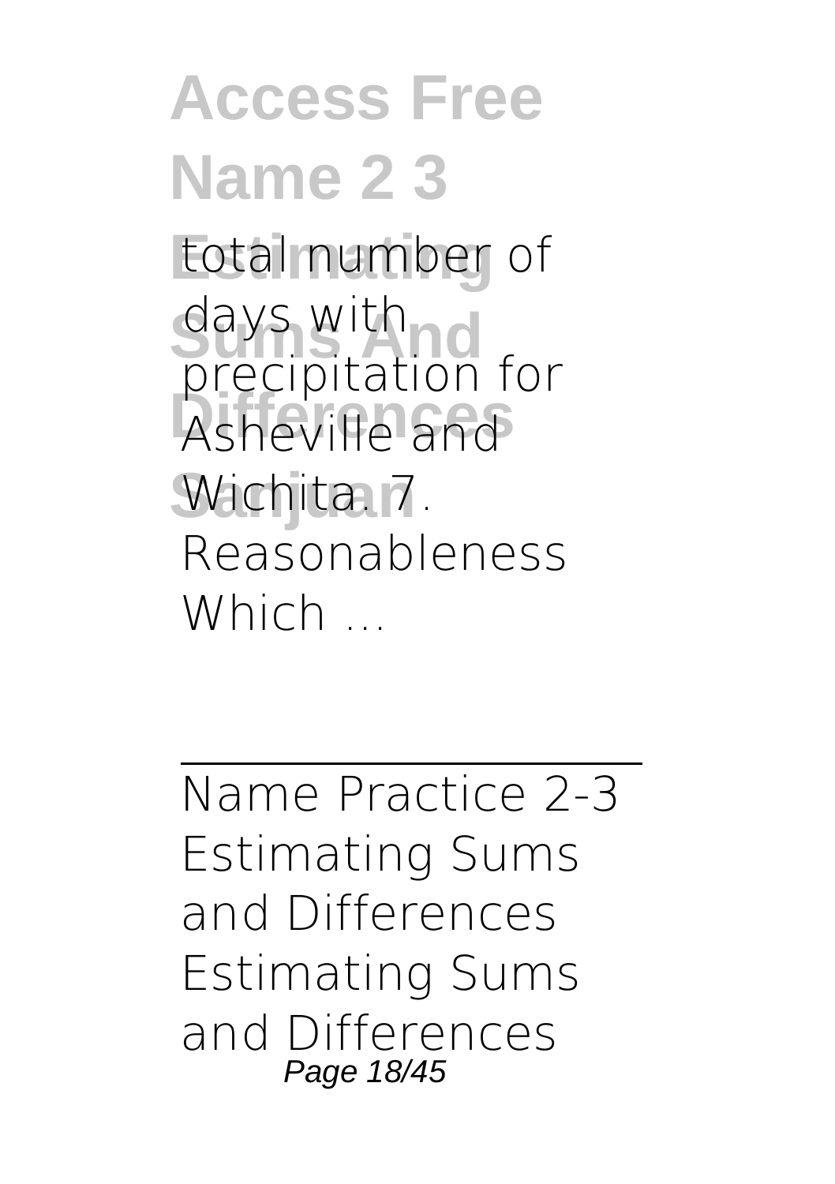total number of days with precipitation for Asheville and Wichita. 7. Reasonableness Which ...

---

Name Practice 2-3 Estimating Sums and Differences Estimating Sums and Differences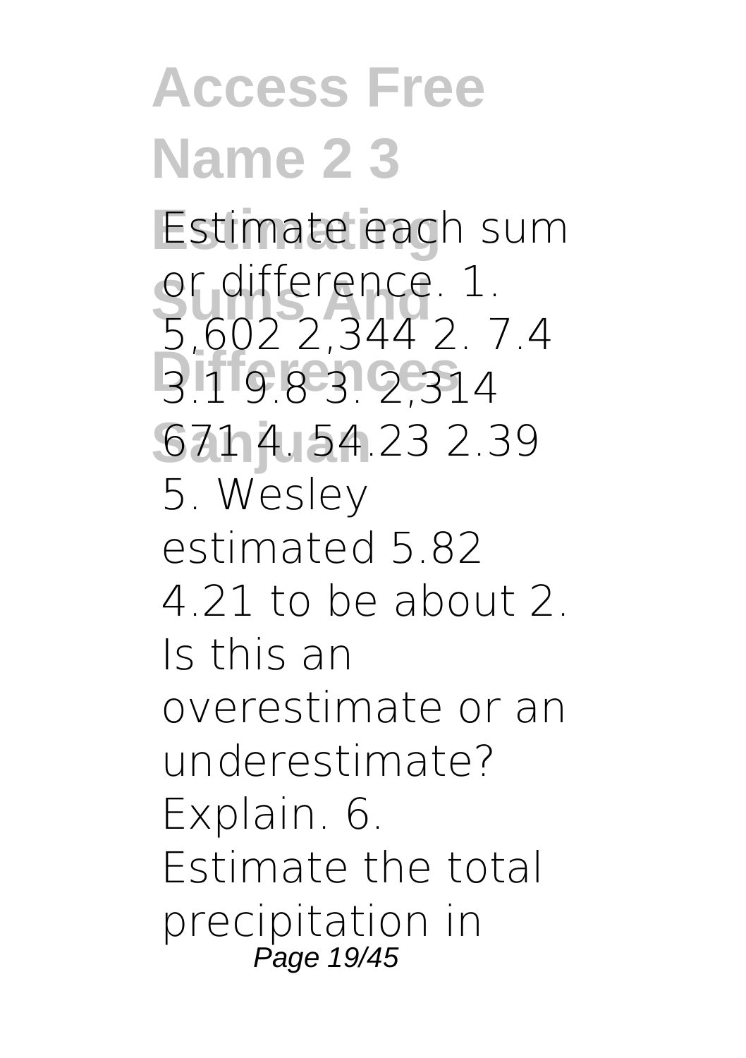# Access Free Name 2 3 Estimating Sums And Differences Sanjuan

Estimate each sum or difference. 1. 5,602 2,344 2. 7.4 3.1 9.8 3. 2,314 671 4. 54.23 2.39 5. Wesley estimated 5.82 4.21 to be about 2. Is this an overestimate or an underestimate? Explain. 6. Estimate the total precipitation in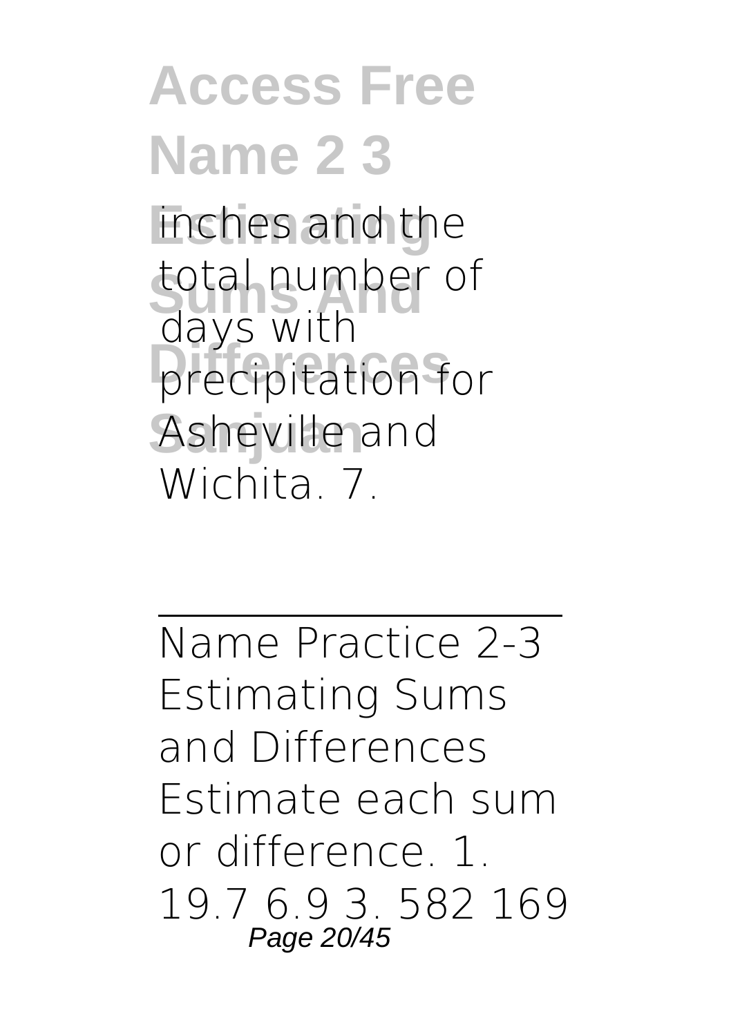inches and the total number of days with precipitation for Asheville and Wichita. 7.

---

Name Practice 2-3 Estimating Sums and Differences Estimate each sum or difference. 1. 19.7 6.9 3. 582 169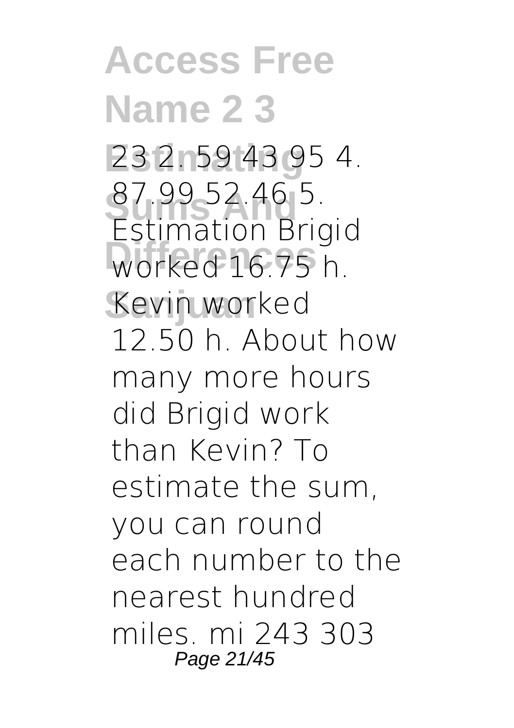23 2. 59 43 95 4. 87.99 52.46 5. Estimation Brigid worked 16.75 h. Kevin worked 12.50 h. About how many more hours did Brigid work than Kevin? To estimate the sum, you can round each number to the nearest hundred miles. mi 243 303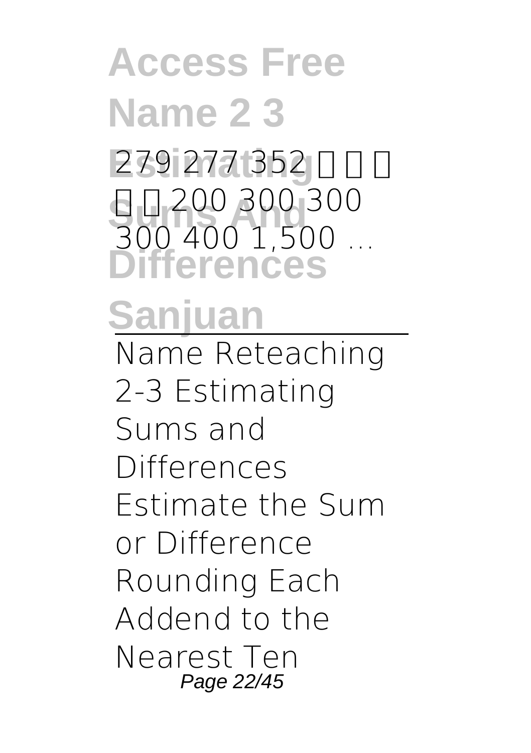279 277 352 □ □ □ □ □ 200 300 300 300 400 1,500 ...

Name Reteaching 2-3 Estimating Sums and Differences Estimate the Sum or Difference Rounding Each Addend to the Nearest Ten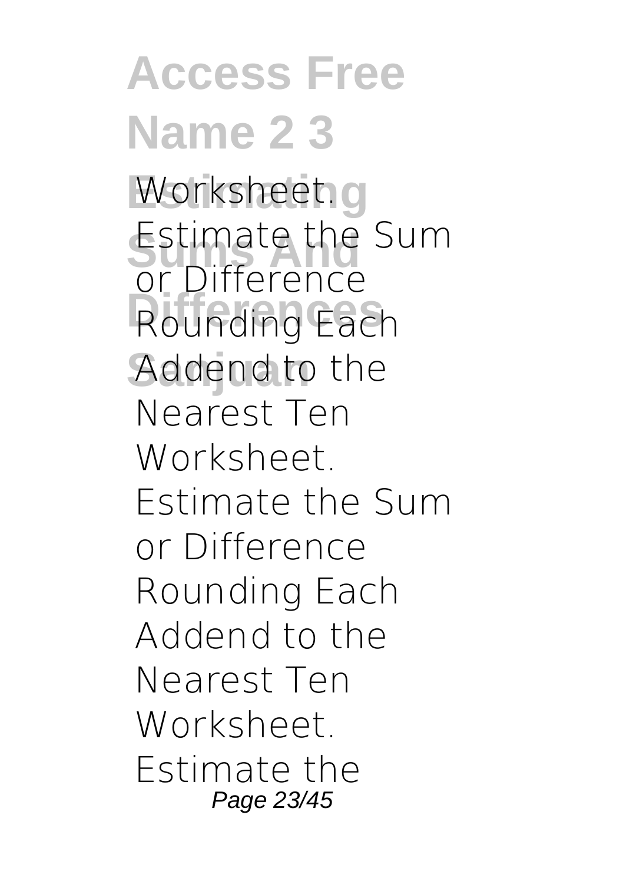Worksheet. Estimate the Sum or Difference Rounding Each Addend to the Nearest Ten Worksheet. Estimate the Sum or Difference Rounding Each Addend to the Nearest Ten Worksheet. Estimate the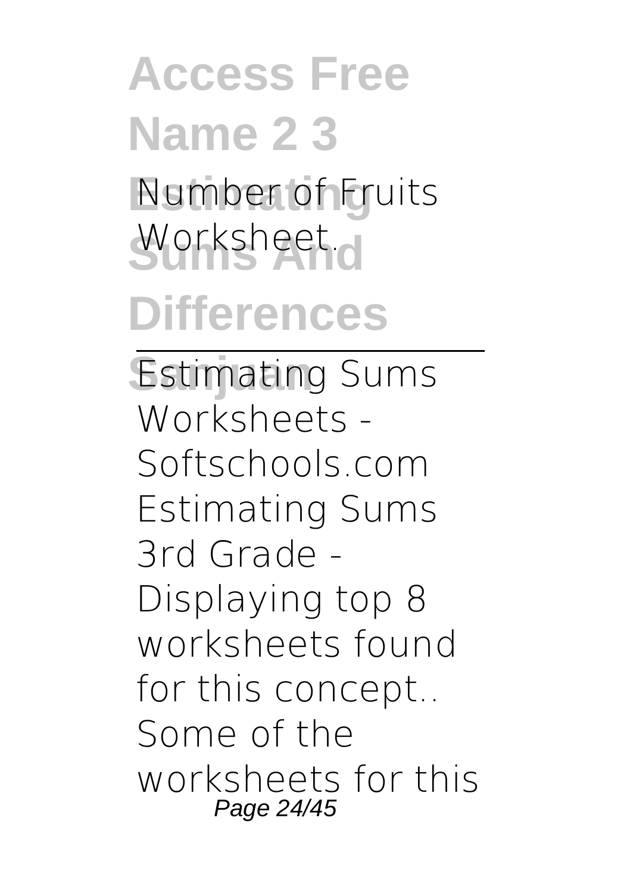Number of Fruits Worksheet.

Estimating Sums Worksheets - Softschools.com
Estimating Sums 3rd Grade - Displaying top 8 worksheets found for this concept.. Some of the worksheets for this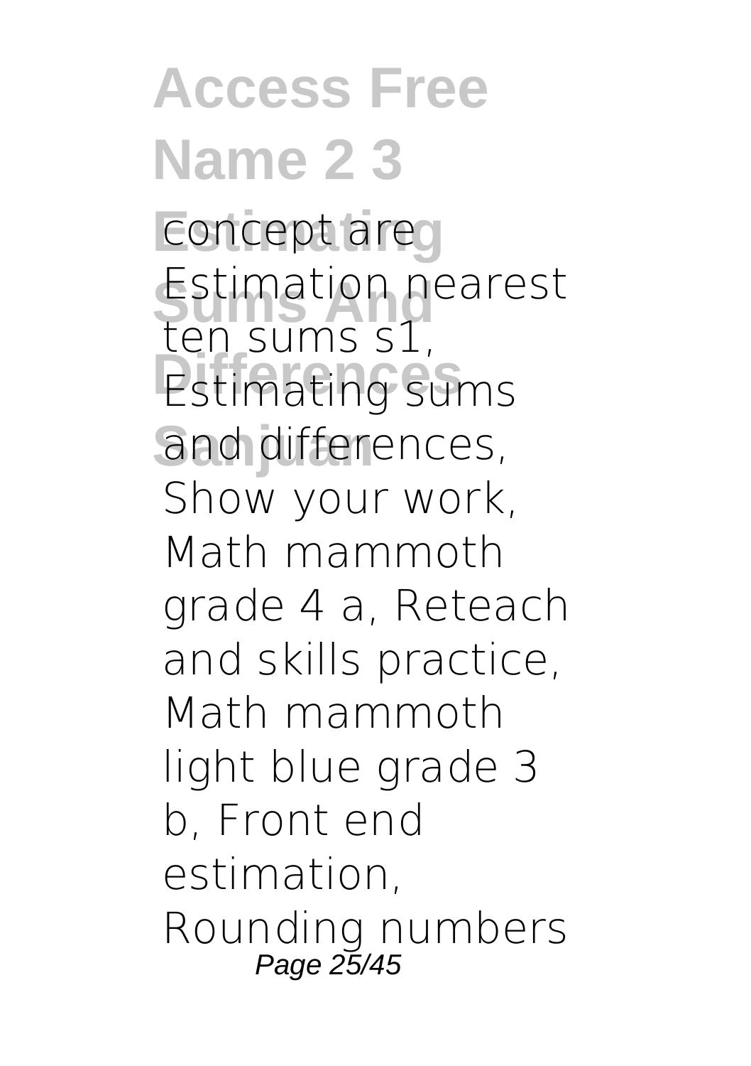concept are Estimation nearest ten sums s1, Estimating sums and differences, Show your work, Math mammoth grade 4 a, Reteach and skills practice, Math mammoth light blue grade 3 b, Front end estimation, Rounding numbers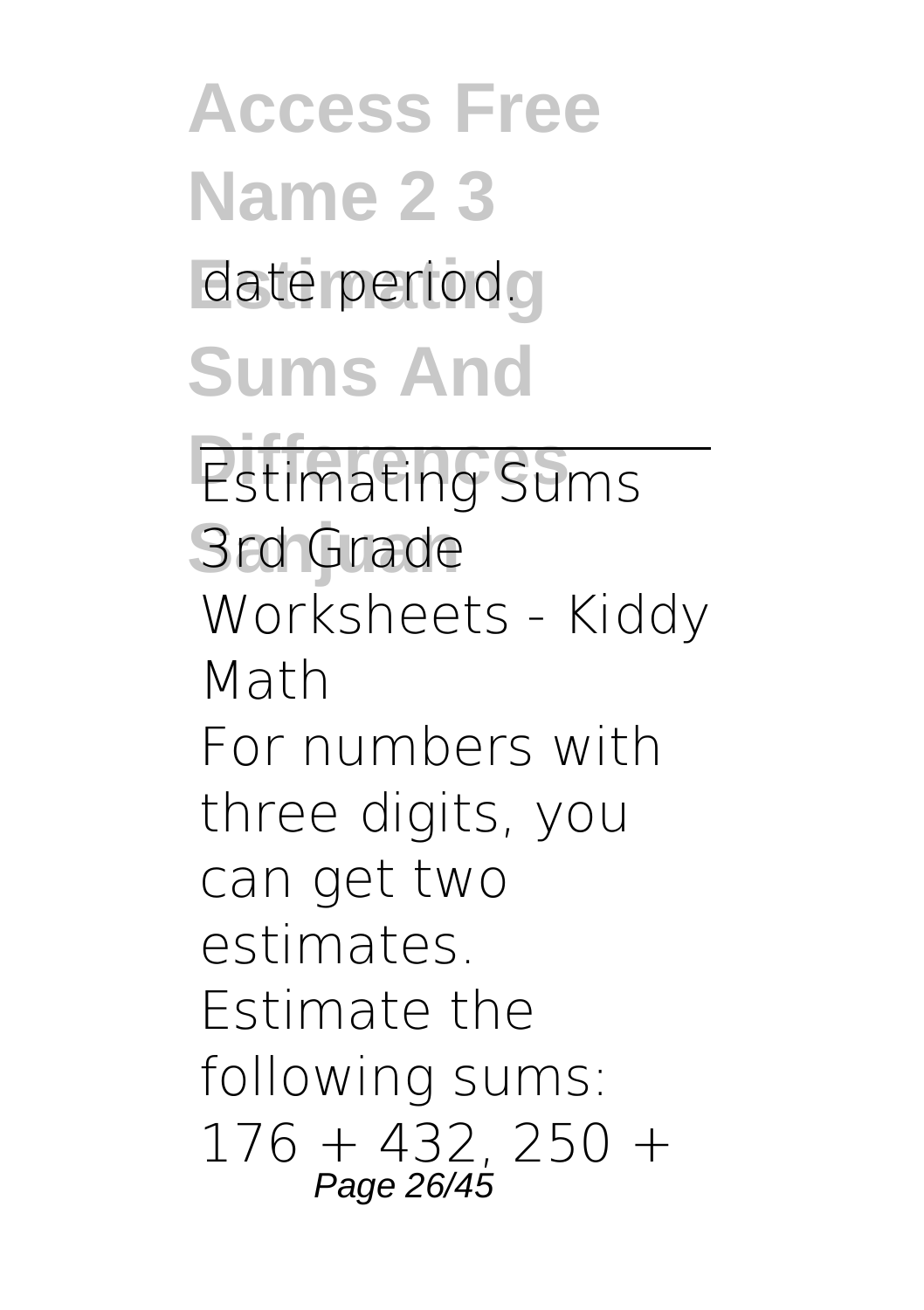date period.

Estimating Sums 3rd Grade Worksheets - Kiddy Math

For numbers with three digits, you can get two estimates. Estimate the following sums: 176 + 432, 250 +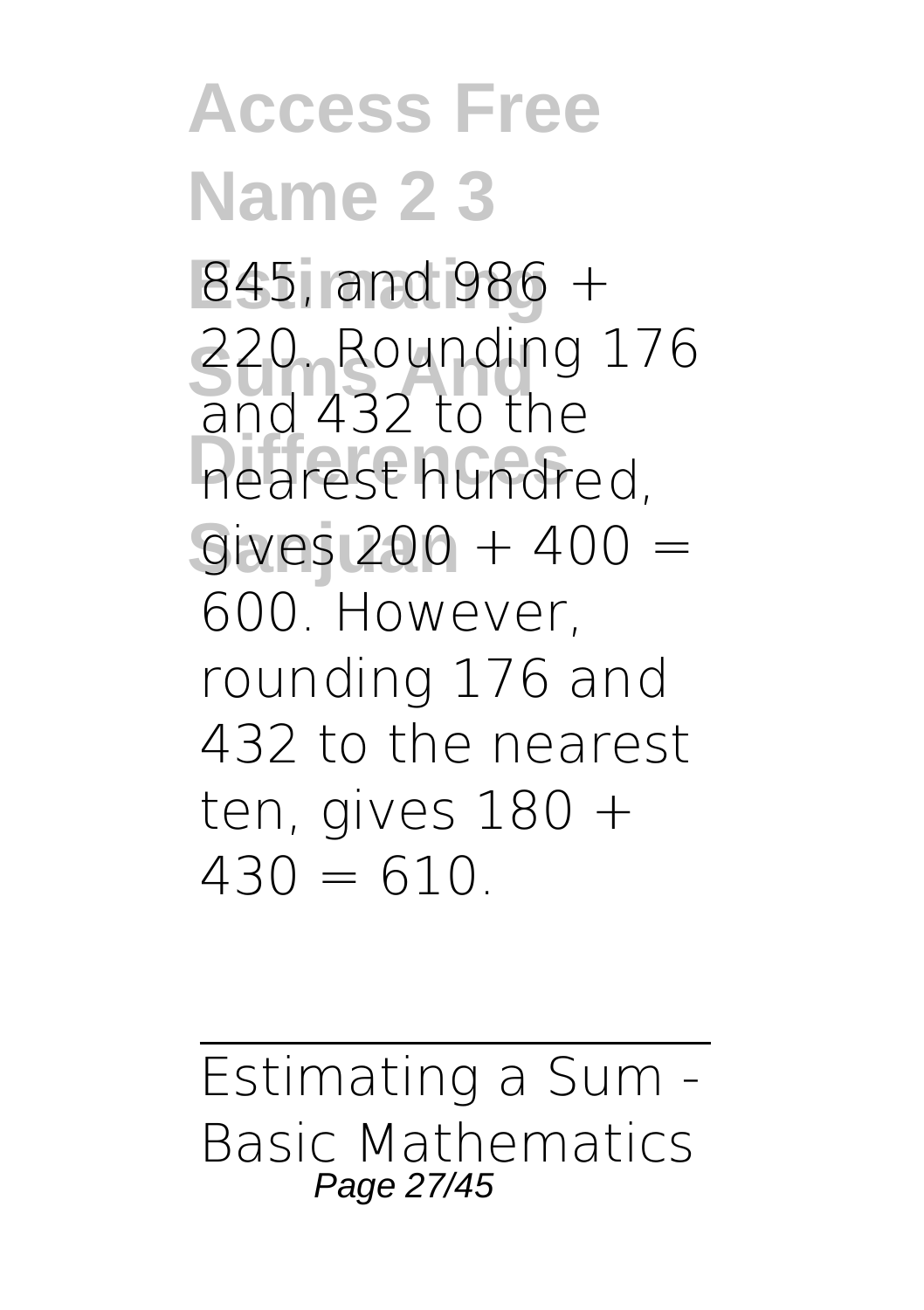845, and 986 + 220. Rounding 176 and 432 to the nearest hundred, gives 200 + 400 = 600. However, rounding 176 and 432 to the nearest ten, gives 180 + 430 = 610.

Estimating a Sum - Basic Mathematics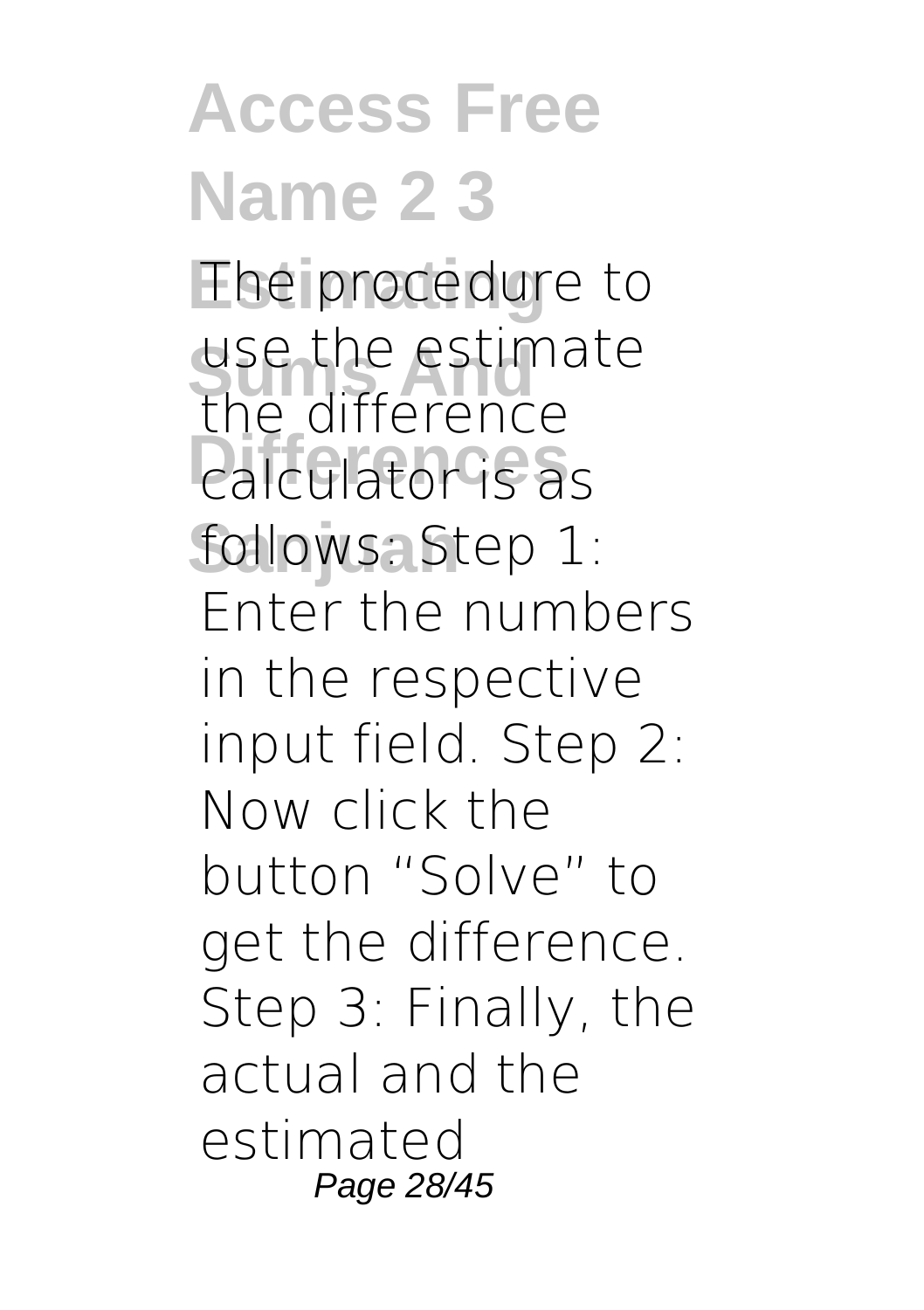The procedure to use the estimate the difference calculator is as follows: Step 1: Enter the numbers in the respective input field. Step 2: Now click the button "Solve" to get the difference. Step 3: Finally, the actual and the estimated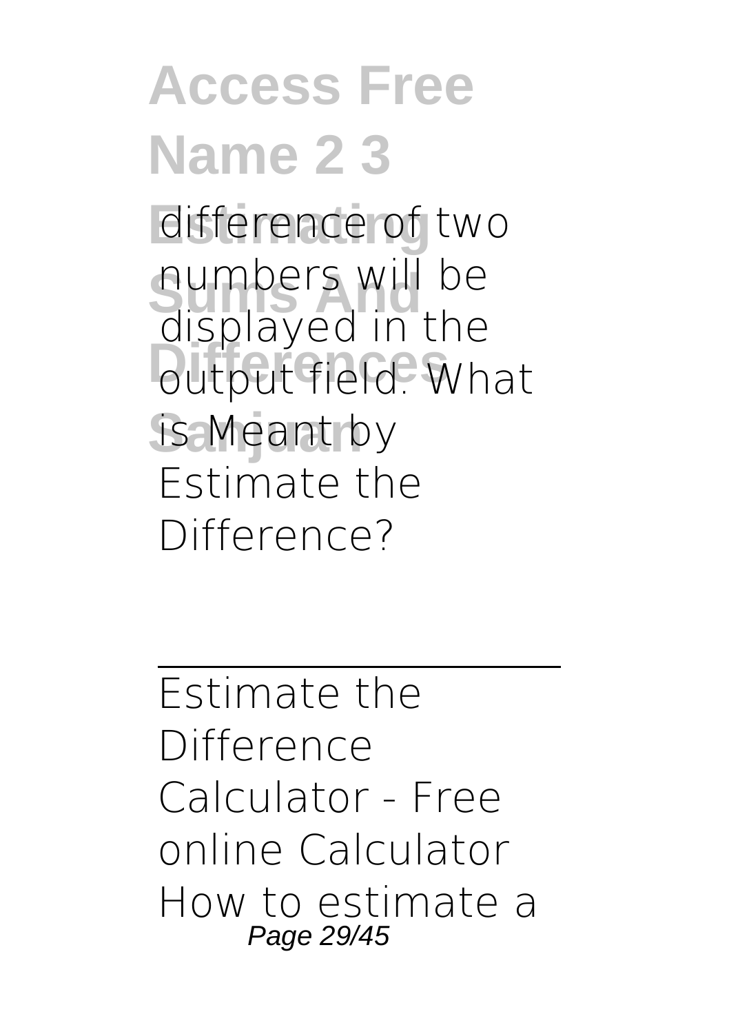difference of two numbers will be displayed in the output field. What is Meant by Estimate the Difference?

---

Estimate the Difference Calculator - Free online Calculator How to estimate a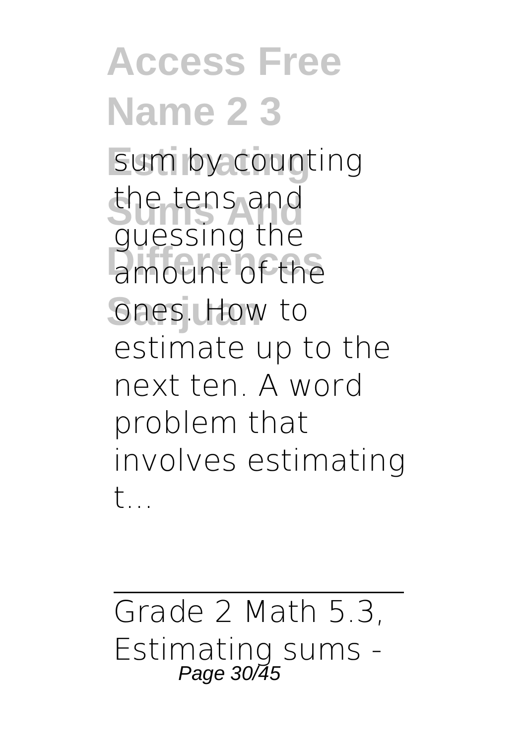sum by counting the tens and guessing the amount of the ones. How to estimate up to the next ten. A word problem that involves estimating t...

---

Grade 2 Math 5.3, Estimating sums -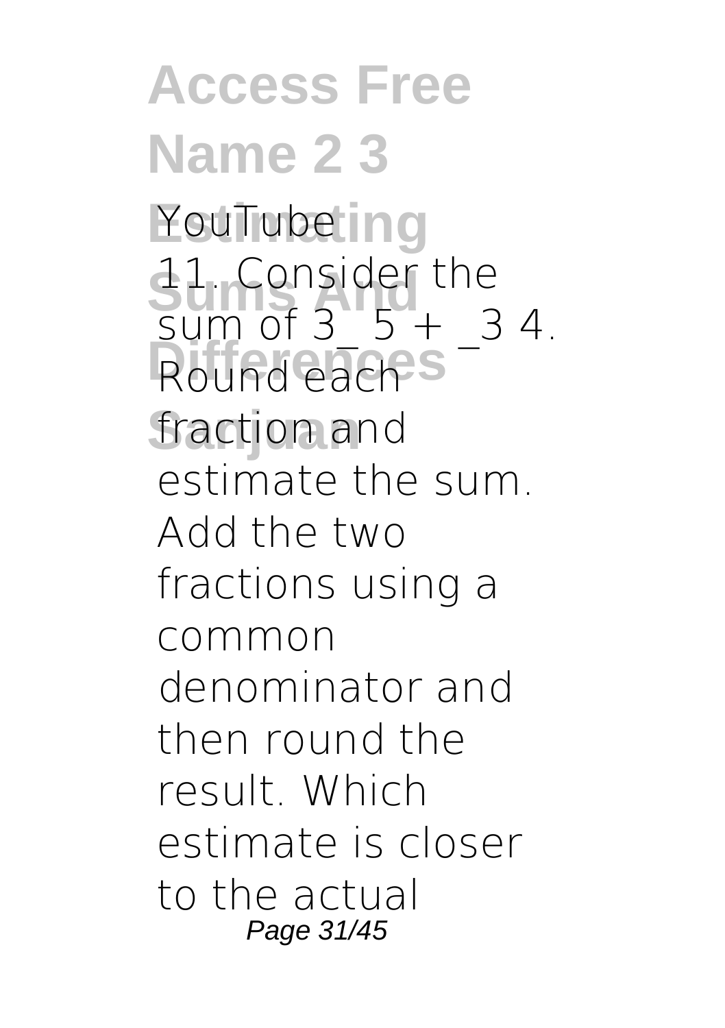YouTube

11. Consider the sum of 3_ 5 + _3 4. Round each fraction and estimate the sum. Add the two fractions using a common denominator and then round the result. Which estimate is closer to the actual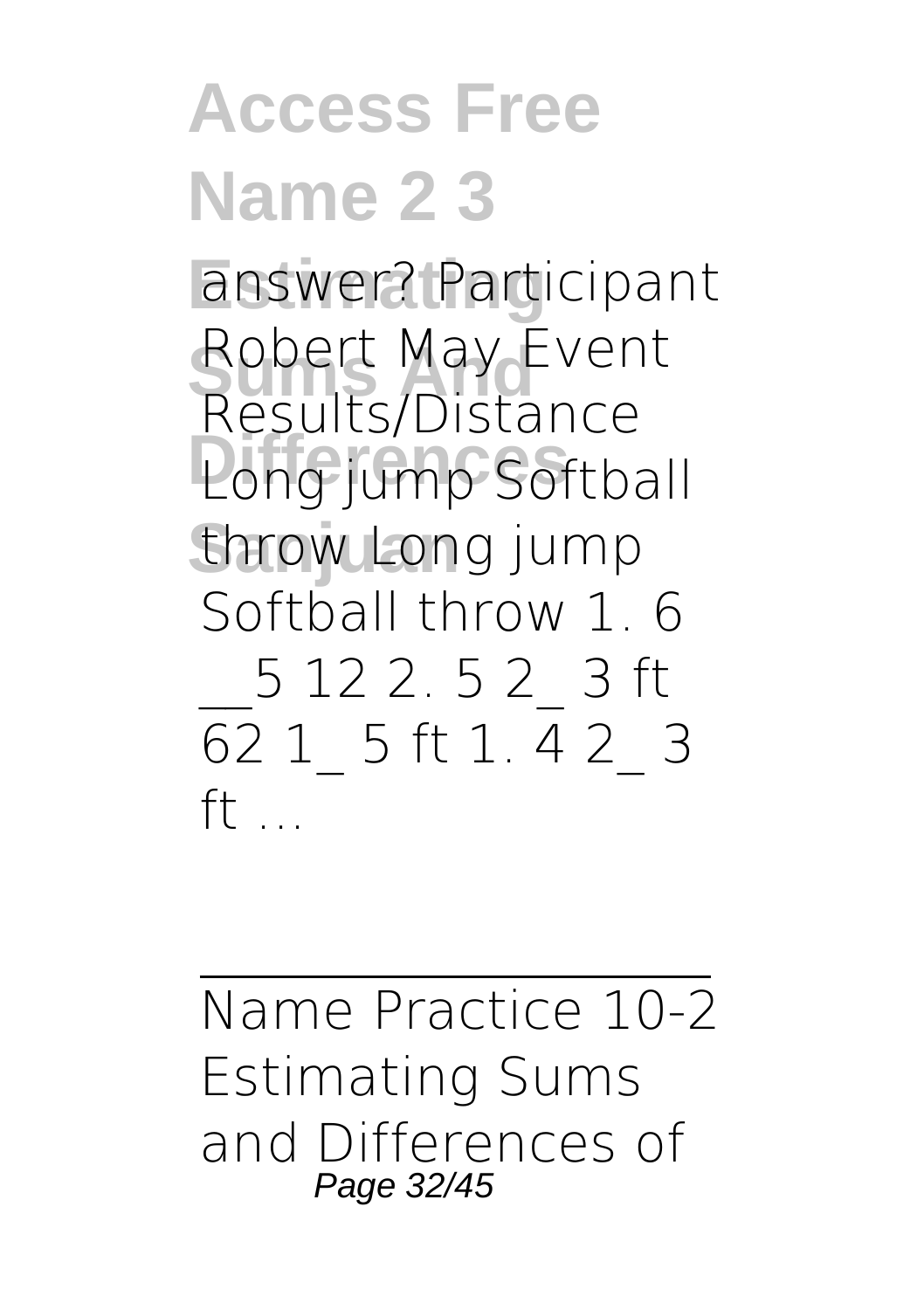answer? Participant Robert May Event Results/Distance Long jump Softball throw Long jump Softball throw 1. 6 __5 12 2. 5 2_ 3 ft 62 1_ 5 ft 1. 4 2_ 3 ft ...

---

Name Practice 10-2 Estimating Sums and Differences of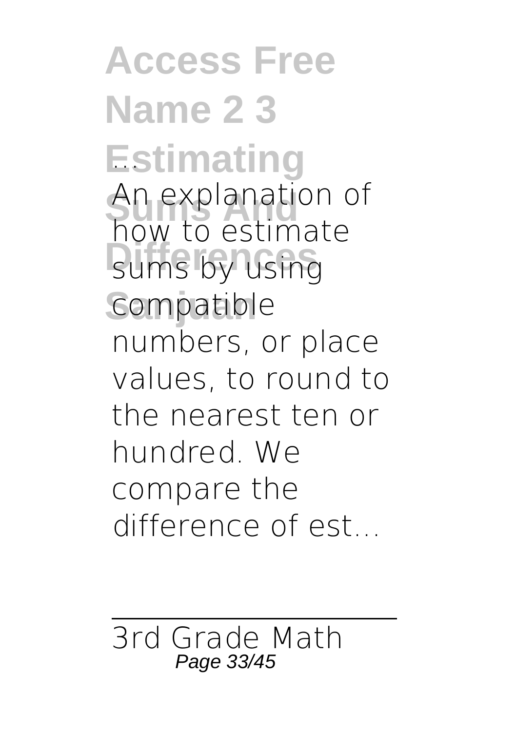...

An explanation of how to estimate sums by using compatible numbers, or place values, to round to the nearest ten or hundred. We compare the difference of est...

3rd Grade Math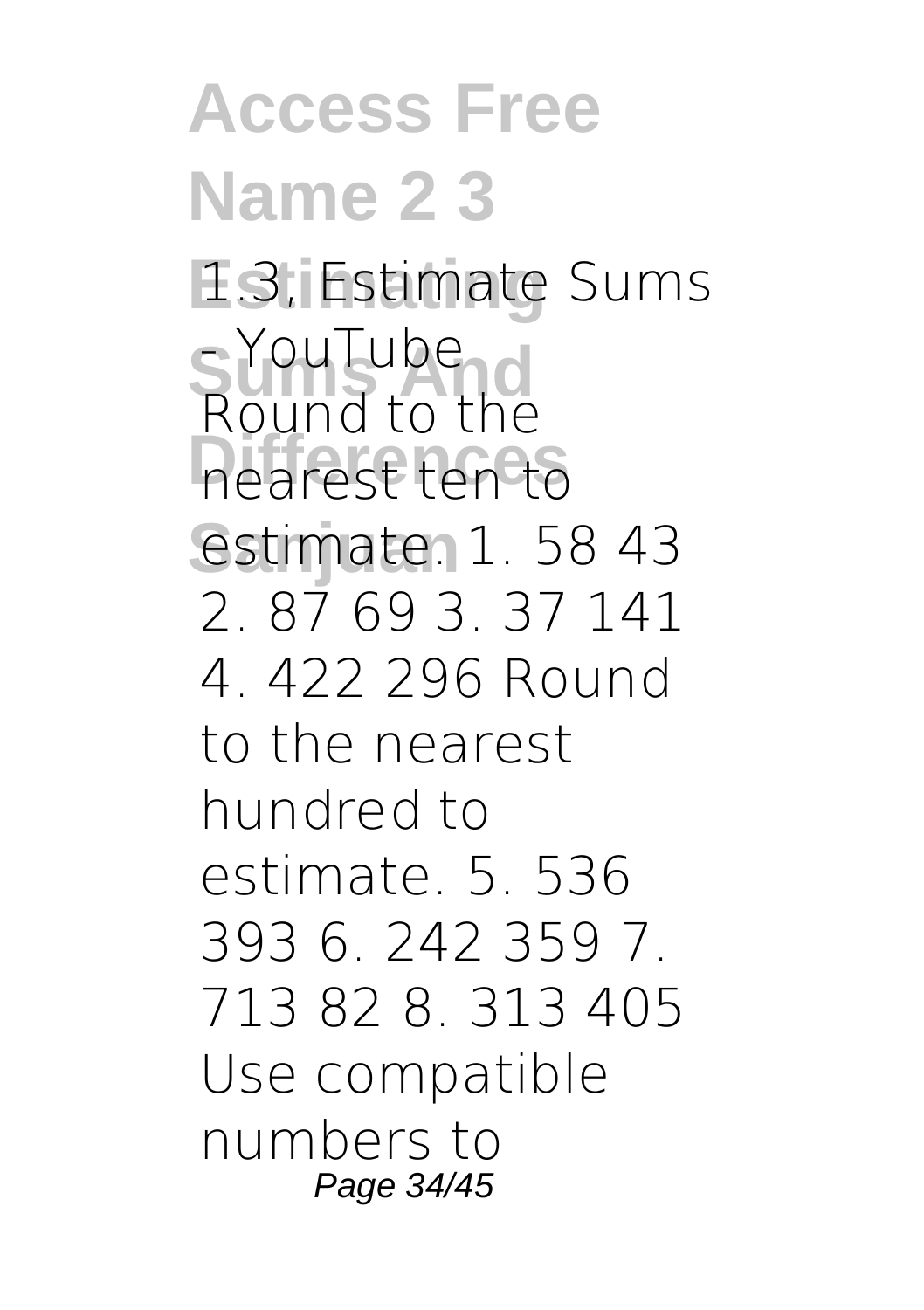1.3, Estimate Sums - YouTube

Round to the nearest ten to estimate. 1. 58 43 2. 87 69 3. 37 141 4. 422 296 Round to the nearest hundred to estimate. 5. 536 393 6. 242 359 7. 713 82 8. 313 405 Use compatible numbers to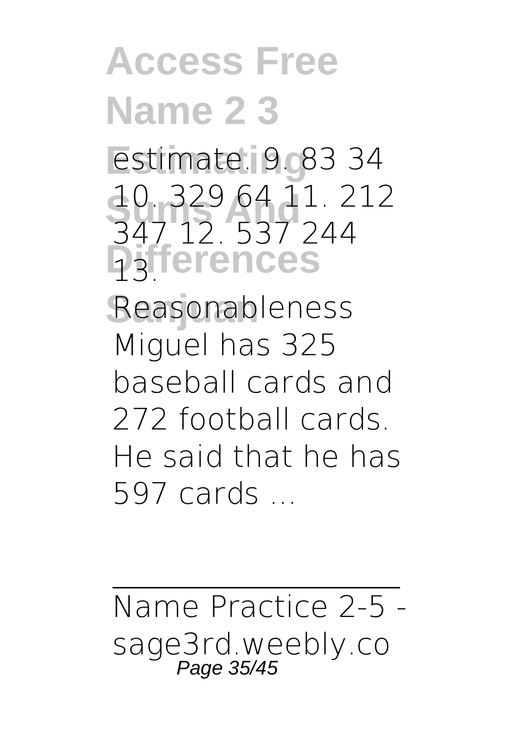estimate. 9. 83 34 10. 329 64 11. 212 347 12. 537 244 13.

Reasonableness Miguel has 325 baseball cards and 272 football cards. He said that he has 597 cards ...

---

Name Practice 2-5 - sage3rd.weebly.co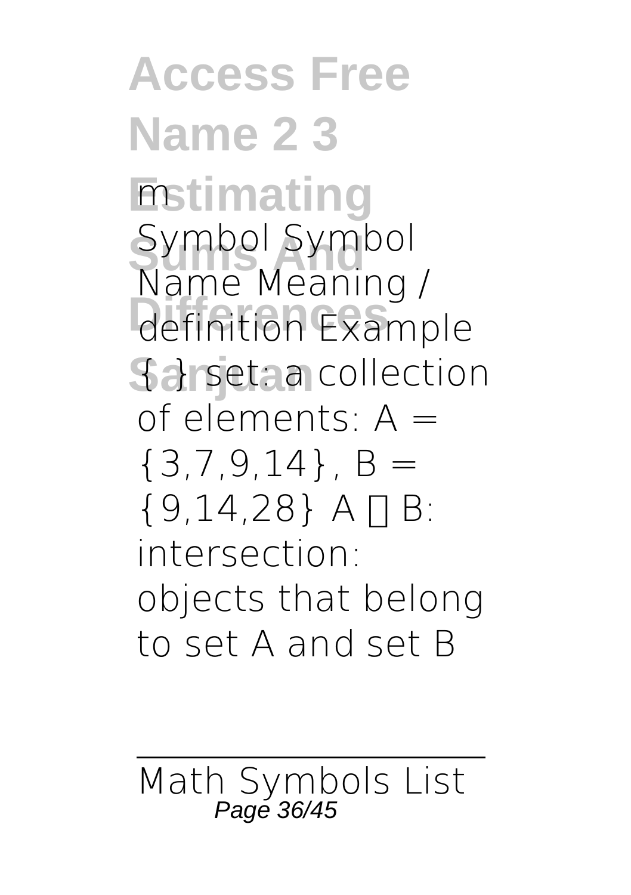m

Symbol Symbol Name Meaning / definition Example { } set: a collection of elements: A = {3,7,9,14}, B = {9,14,28} A ∩ B: intersection: objects that belong to set A and set B

Math Symbols List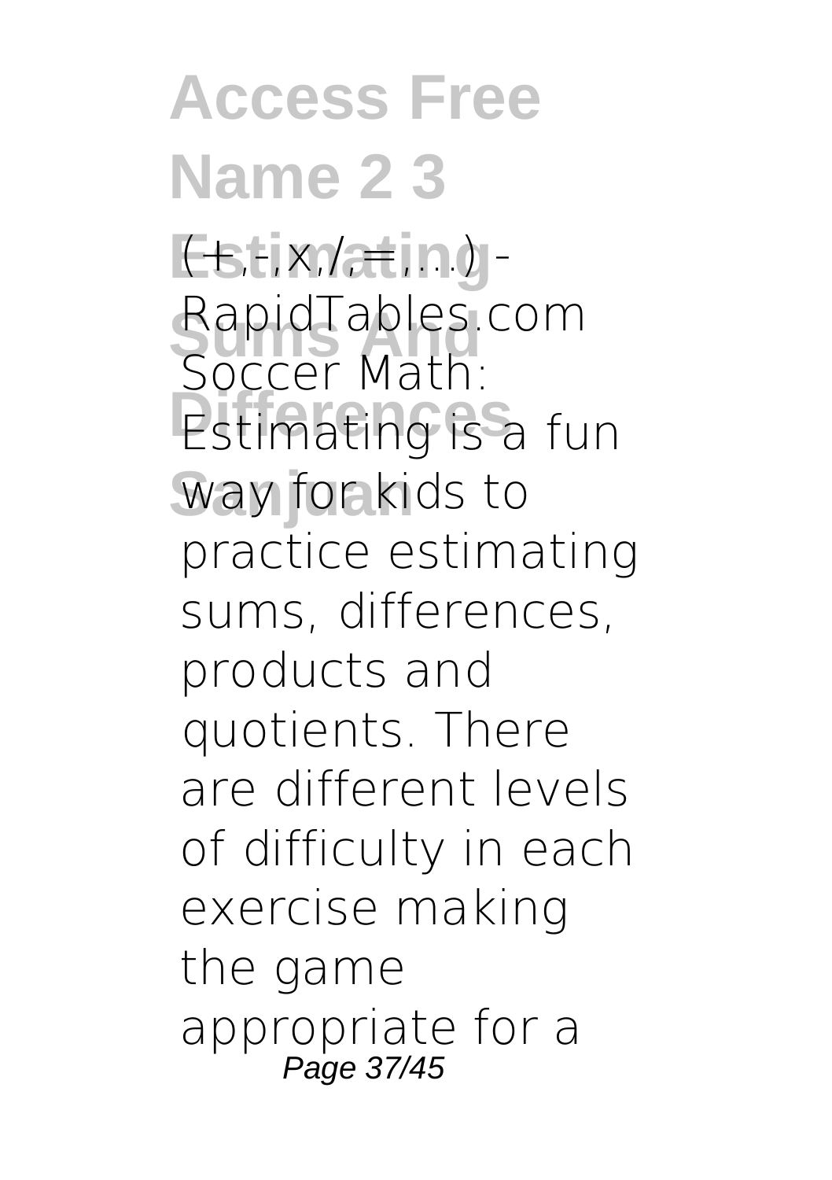(+,-,x,/,=,...) - RapidTables.com

Soccer Math: Estimating is a fun way for kids to practice estimating sums, differences, products and quotients. There are different levels of difficulty in each exercise making the game appropriate for a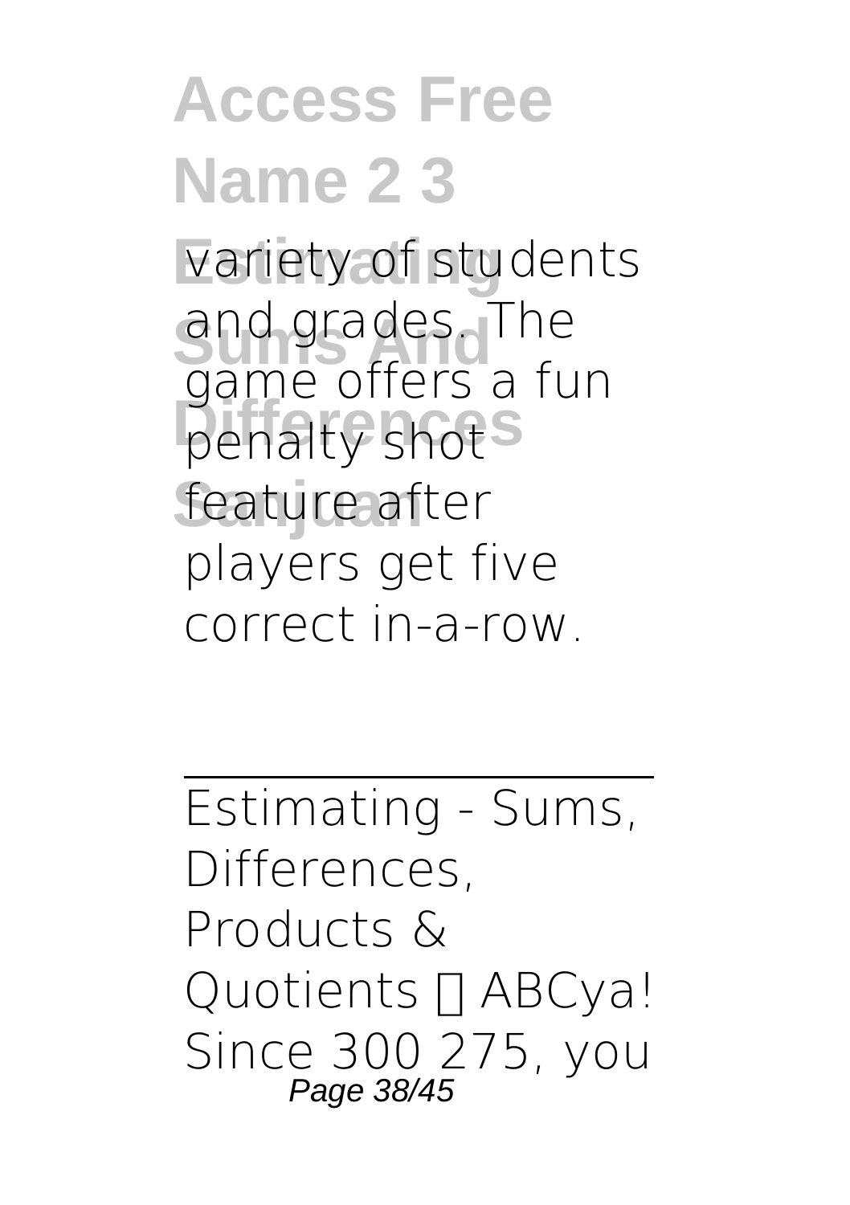variety of students and grades. The game offers a fun penalty shot feature after players get five correct in-a-row.

---

Estimating - Sums, Differences, Products & Quotients  ABCya!

Since 300 275, you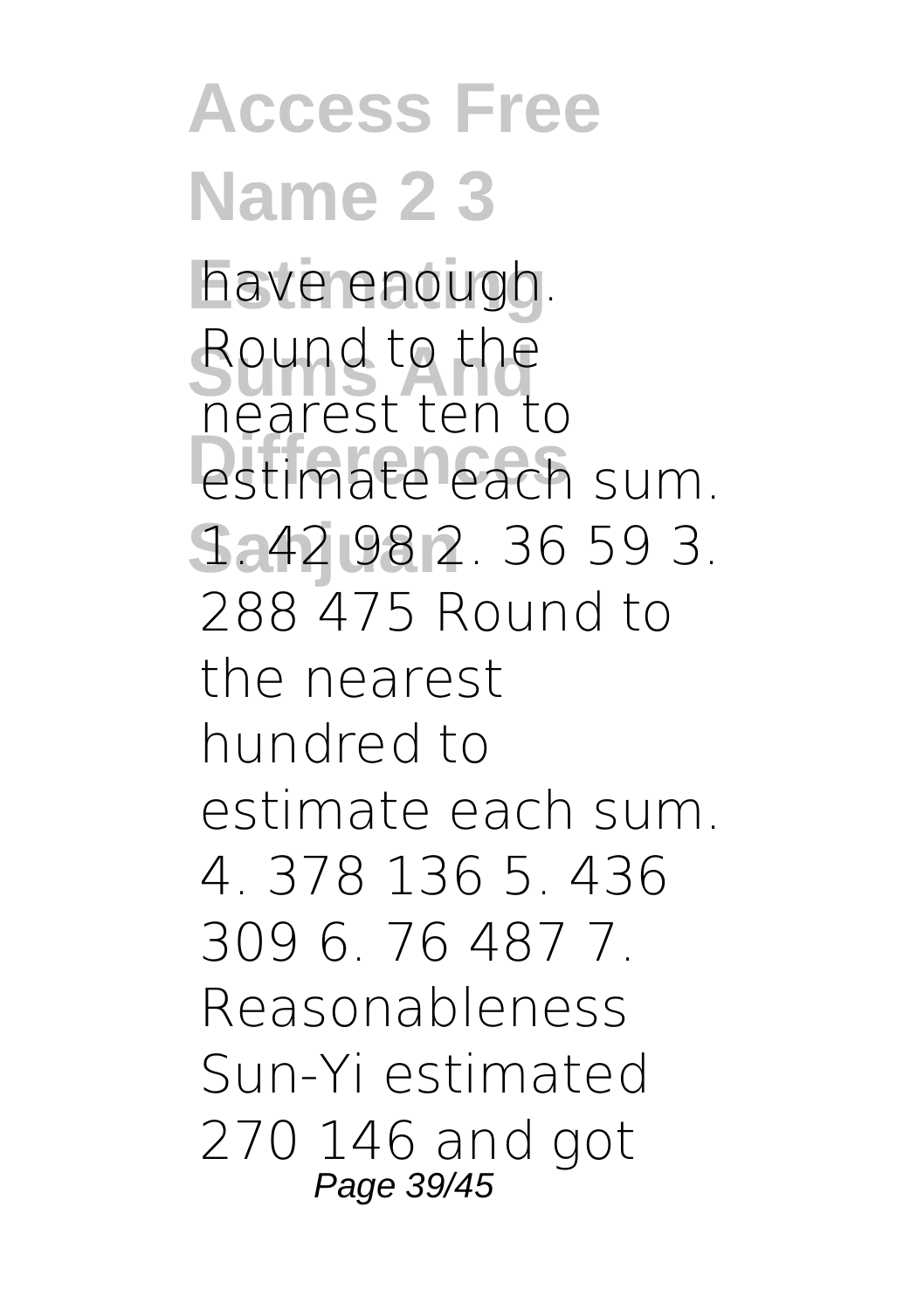have enough. Round to the nearest ten to estimate each sum. 1. 42 98 2. 36 59 3. 288 475 Round to the nearest hundred to estimate each sum. 4. 378 136 5. 436 309 6. 76 487 7. Reasonableness Sun-Yi estimated 270 146 and got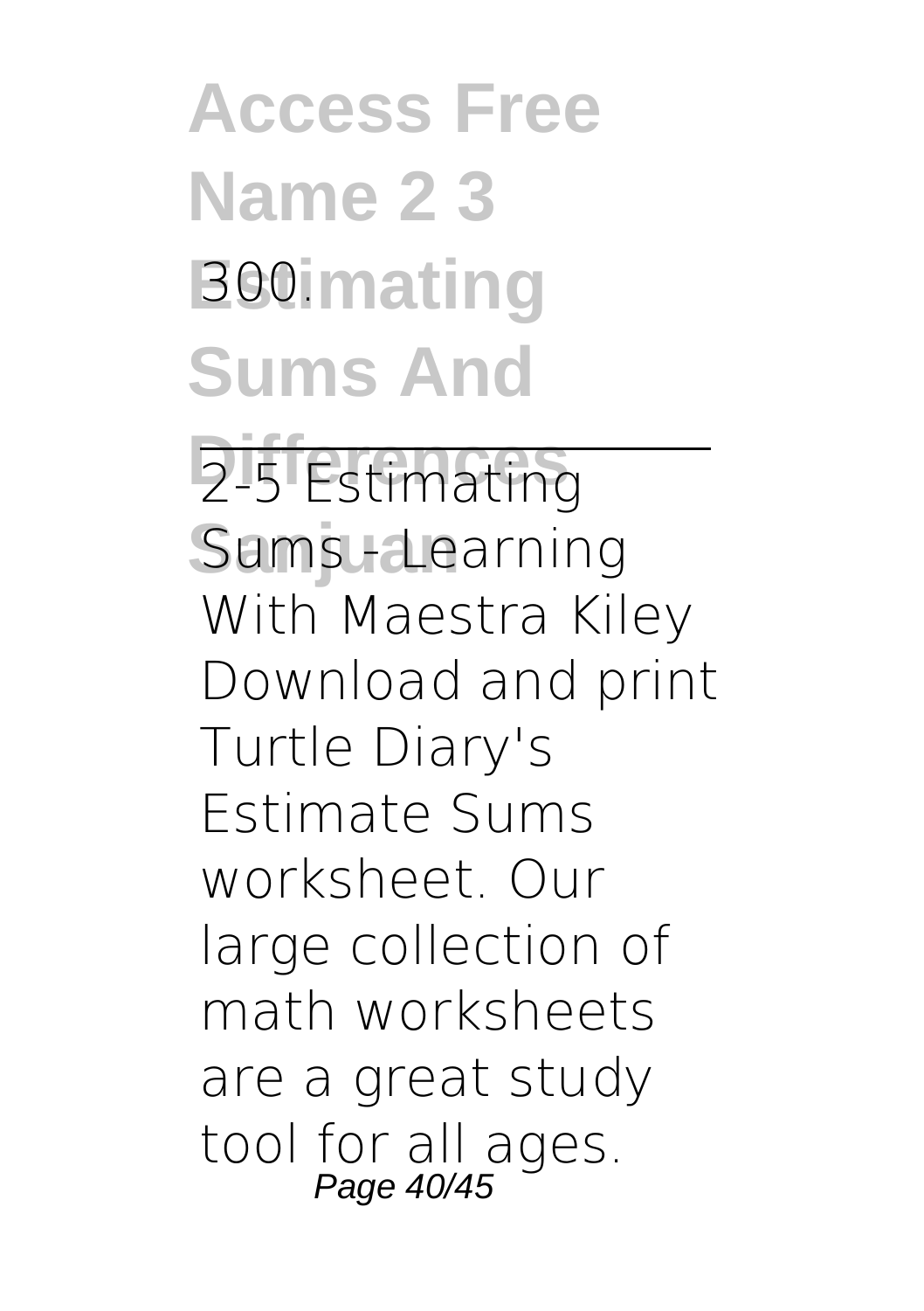300.

---

2-5 Estimating Sums - Learning With Maestra Kiley

Download and print Turtle Diary's Estimate Sums worksheet. Our large collection of math worksheets are a great study tool for all ages.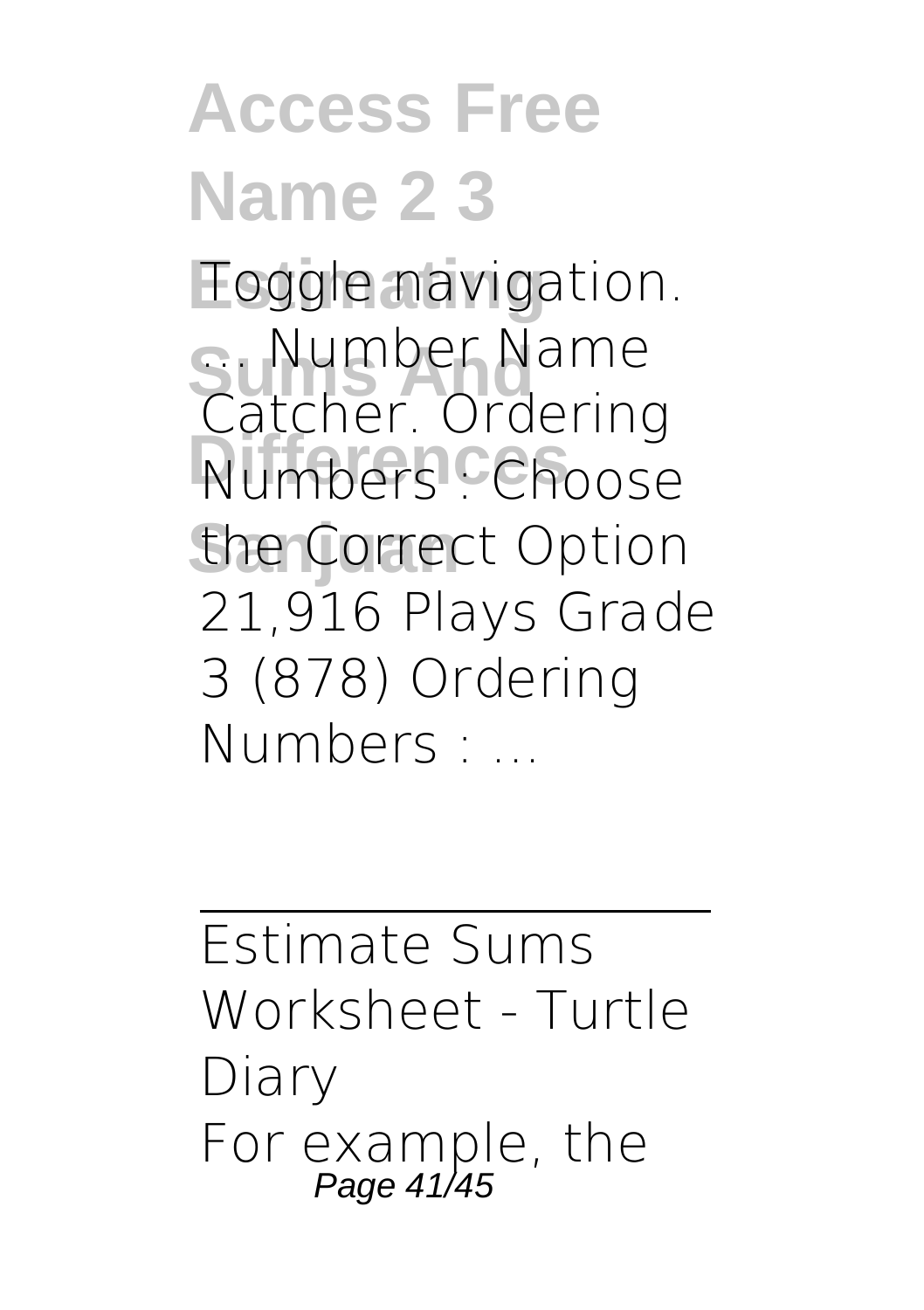Toggle navigation. ... Number Name Catcher. Ordering Numbers : Choose the Correct Option 21,916 Plays Grade 3 (878) Ordering Numbers : ...

---

Estimate Sums Worksheet - Turtle Diary

For example, the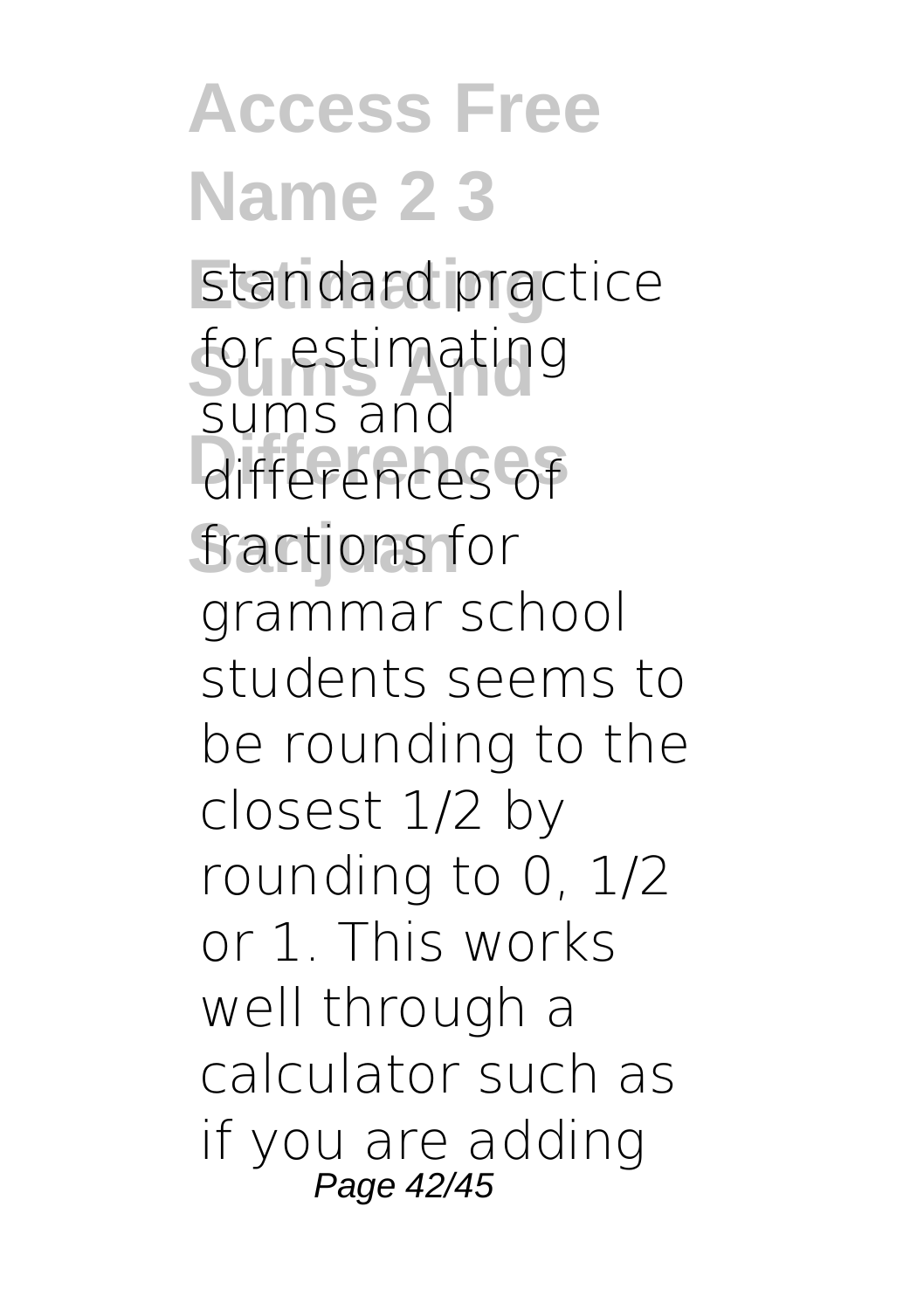standard practice for estimating sums and differences of fractions for grammar school students seems to be rounding to the closest 1/2 by rounding to 0, 1/2 or 1. This works well through a calculator such as if you are adding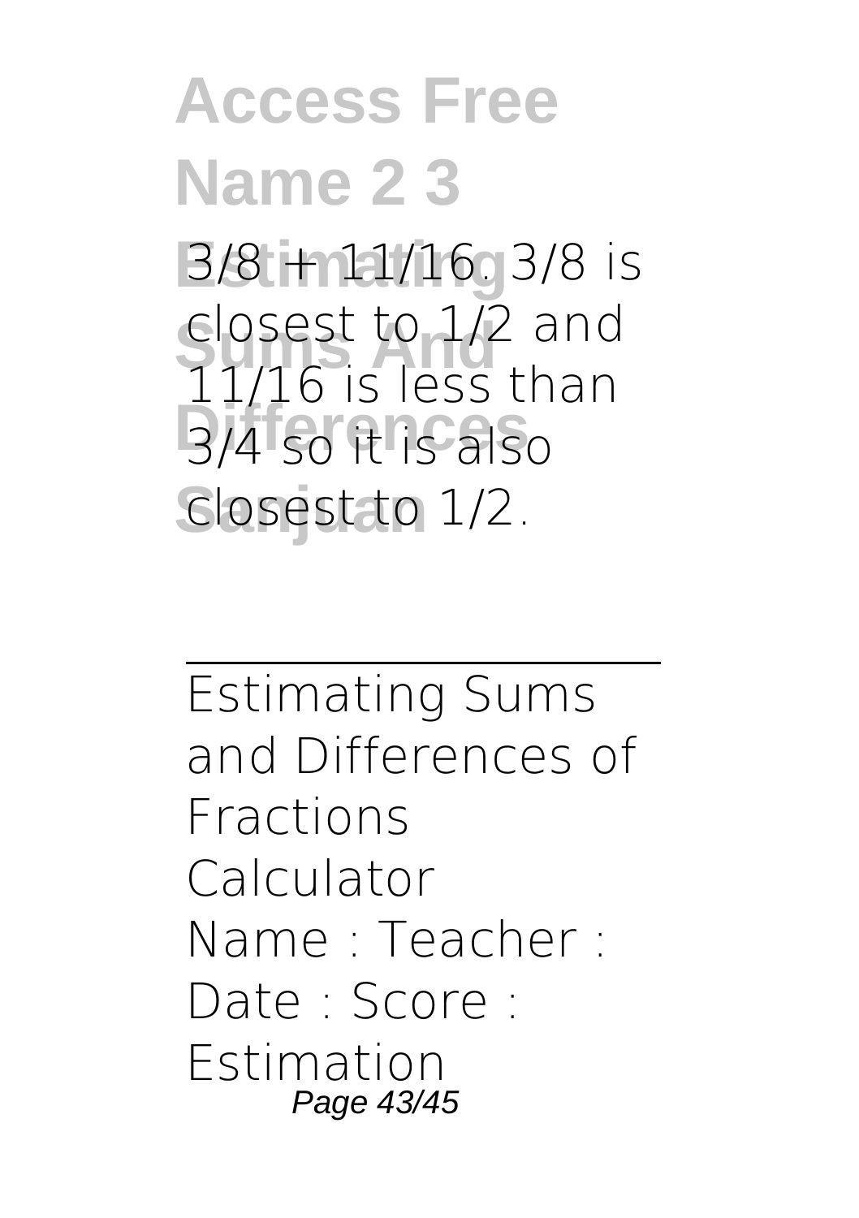3/8 + 11/16. 3/8 is closest to 1/2 and 11/16 is less than 3/4 so it is also closest to 1/2.

Estimating Sums and Differences of Fractions Calculator

Name : Teacher : Date : Score : Estimation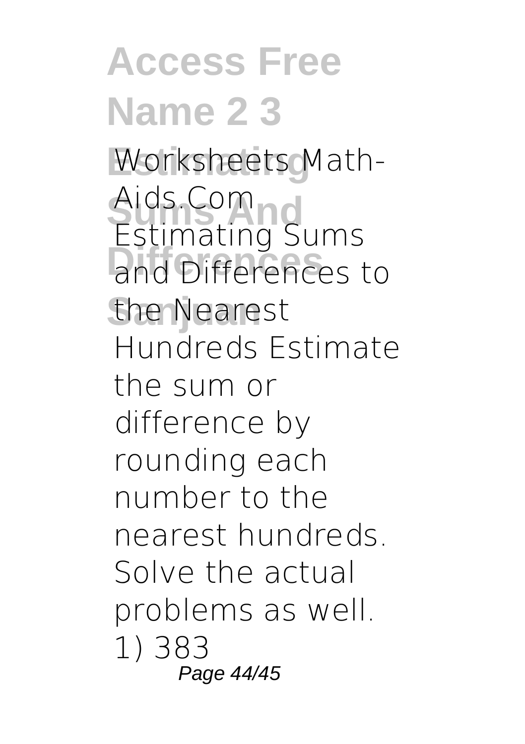Worksheets Math-Aids.Com Estimating Sums and Differences to the Nearest Hundreds Estimate the sum or difference by rounding each number to the nearest hundreds. Solve the actual problems as well. 1) 383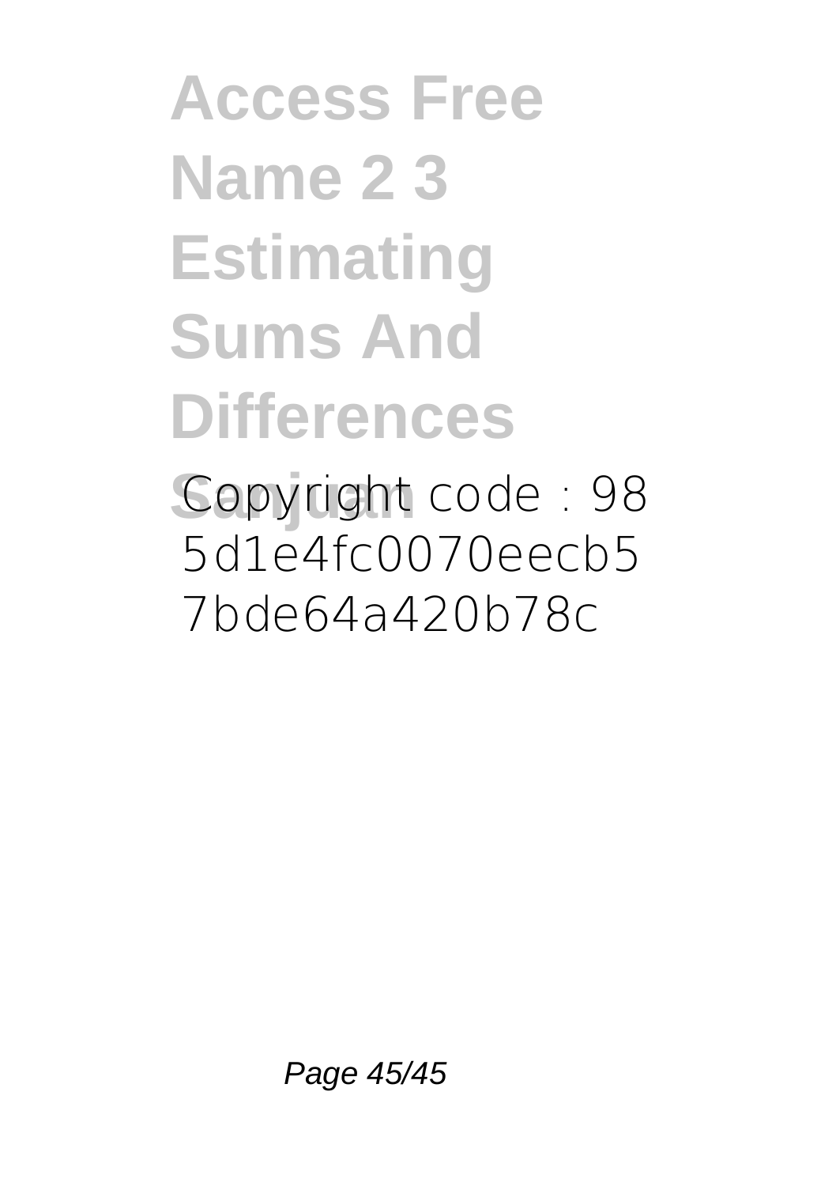Copyright code : 985d1e4fc0070eecb57bde64a420b78c